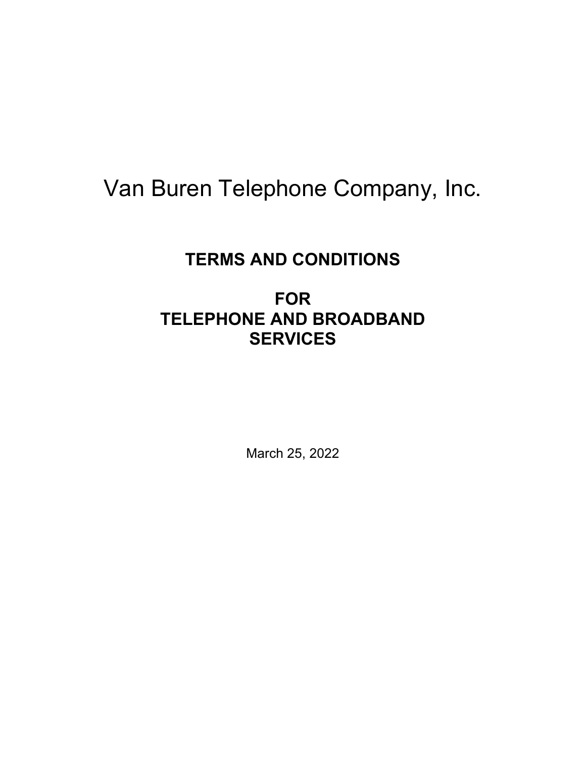# Van Buren Telephone Company, Inc.

## TERMS AND CONDITIONS

## FOR TELEPHONE AND BROADBAND SERVICES

March 25, 2022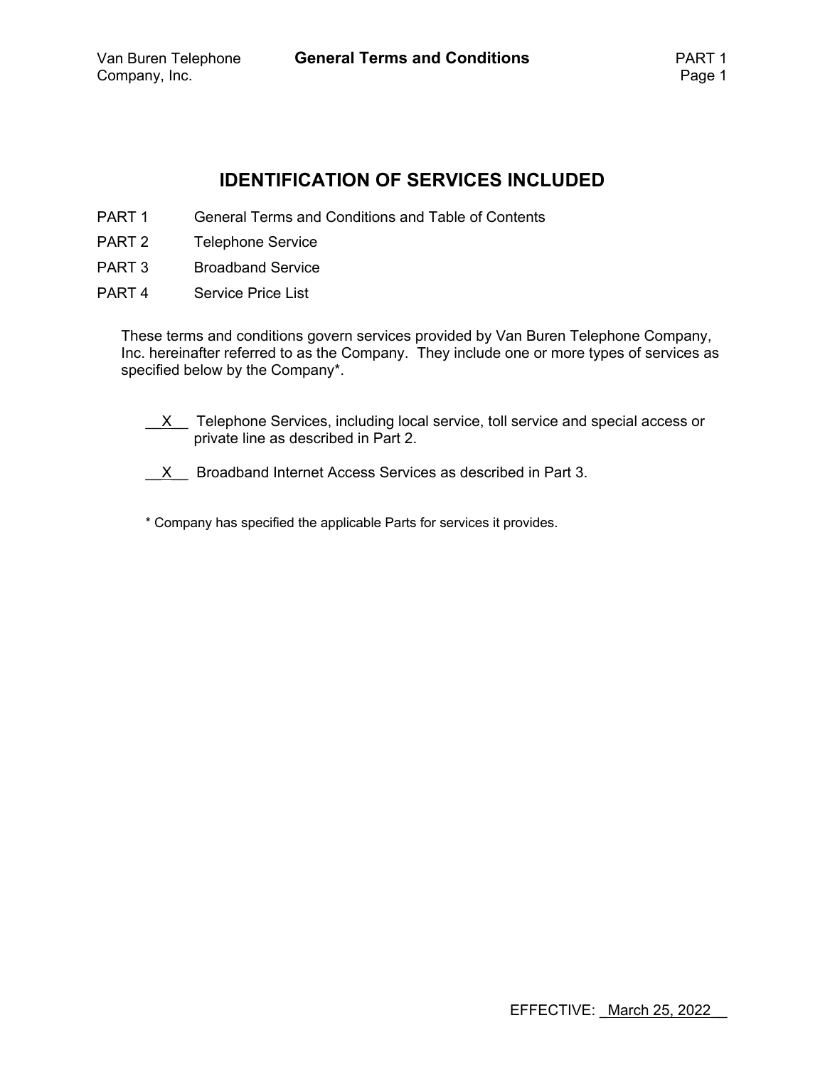# IDENTIFICATION OF SERVICES INCLUDED

PART 1 General Terms and Conditions and Table of Contents

PART 2 Telephone Service

PART 3 Broadband Service

PART 4 Service Price List

These terms and conditions govern services provided by Van Buren Telephone Company, Inc. hereinafter referred to as the Company. They include one or more types of services as specified below by the Company*.

__X__ Telephone Services, including local service, toll service and special access or private line as described in Part 2.

__X__ Broadband Internet Access Services as described in Part 3.

* Company has specified the applicable Parts for services it provides.

EFFECTIVE: March 25, 2022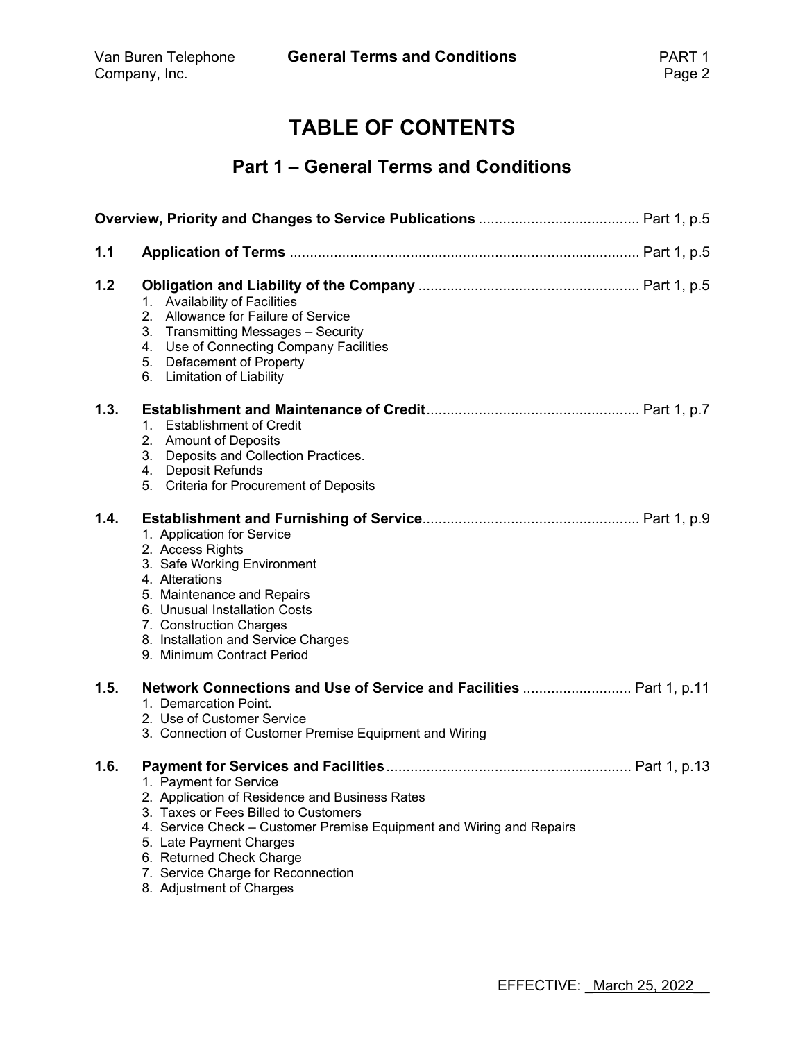# TABLE OF CONTENTS

## Part 1 – General Terms and Conditions

**Overview, Priority and Changes to Service Publications** ........................................ Part 1, p.5

**1.1 Application of Terms** ........................................................................................ Part 1, p.5

**1.2 Obligation and Liability of the Company** ....................................................... Part 1, p.5

1. Availability of Facilities
2. Allowance for Failure of Service
3. Transmitting Messages – Security
4. Use of Connecting Company Facilities
5. Defacement of Property
6. Limitation of Liability

**1.3. Establishment and Maintenance of Credit** ..................................................... Part 1, p.7

1. Establishment of Credit
2. Amount of Deposits
3. Deposits and Collection Practices.
4. Deposit Refunds
5. Criteria for Procurement of Deposits

**1.4. Establishment and Furnishing of Service** ...................................................... Part 1, p.9

1. Application for Service
2. Access Rights
3. Safe Working Environment
4. Alterations
5. Maintenance and Repairs
6. Unusual Installation Costs
7. Construction Charges
8. Installation and Service Charges
9. Minimum Contract Period

**1.5. Network Connections and Use of Service and Facilities** ........................... Part 1, p.11

1. Demarcation Point.
2. Use of Customer Service
3. Connection of Customer Premise Equipment and Wiring

**1.6. Payment for Services and Facilities** ............................................................. Part 1, p.13

1. Payment for Service
2. Application of Residence and Business Rates
3. Taxes or Fees Billed to Customers
4. Service Check – Customer Premise Equipment and Wiring and Repairs
5. Late Payment Charges
6. Returned Check Charge
7. Service Charge for Reconnection
8. Adjustment of Charges

EFFECTIVE: March 25, 2022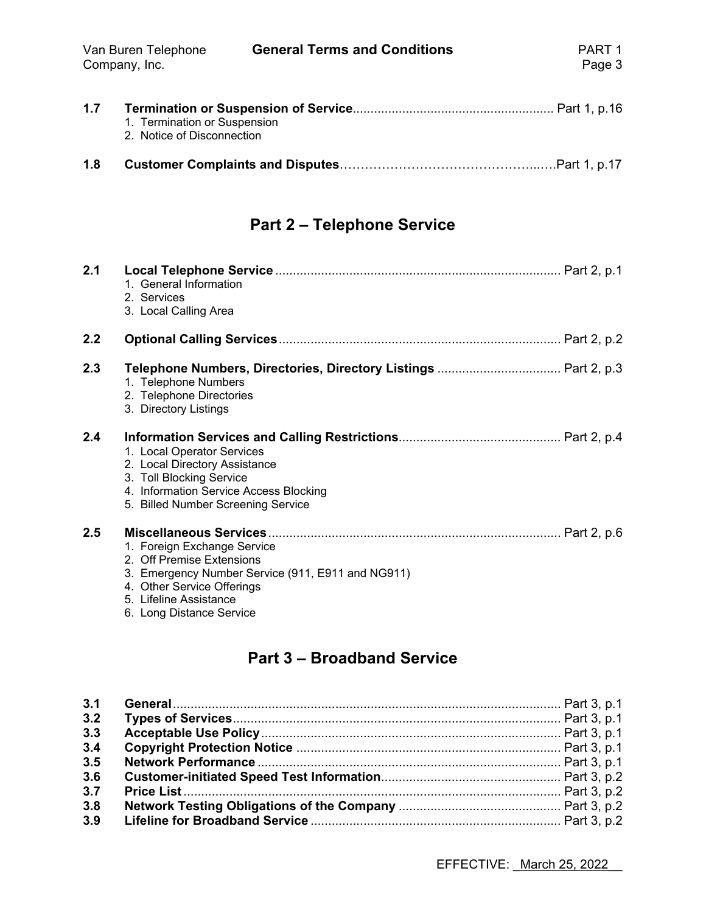**1.7 Termination or Suspension of Service** ........................................................ Part 1, p.16

1. Termination or Suspension
2. Notice of Disconnection

**1.8 Customer Complaints and Disputes**……………………………………………...….Part 1, p.17

## Part 2 – Telephone Service

**2.1 Local Telephone Service** ................................................................................ Part 2, p.1

1. General Information
2. Services
3. Local Calling Area

**2.2 Optional Calling Services**................................................................................ Part 2, p.2

**2.3 Telephone Numbers, Directories, Directory Listings** ................................... Part 2, p.3

1. Telephone Numbers
2. Telephone Directories
3. Directory Listings

**2.4 Information Services and Calling Restrictions**............................................. Part 2, p.4

1. Local Operator Services
2. Local Directory Assistance
3. Toll Blocking Service
4. Information Service Access Blocking
5. Billed Number Screening Service

**2.5 Miscellaneous Services**.................................................................................. Part 2, p.6

1. Foreign Exchange Service
2. Off Premise Extensions
3. Emergency Number Service (911, E911 and NG911)
4. Other Service Offerings
5. Lifeline Assistance
6. Long Distance Service

## Part 3 – Broadband Service

**3.1 General**............................................................................................................. Part 3, p.1
**3.2 Types of Services**............................................................................................ Part 3, p.1
**3.3 Acceptable Use Policy**.................................................................................... Part 3, p.1
**3.4 Copyright Protection Notice** .......................................................................... Part 3, p.1
**3.5 Network Performance** ..................................................................................... Part 3, p.1
**3.6 Customer-initiated Speed Test Information**.................................................. Part 3, p.2
**3.7 Price List**.......................................................................................................... Part 3, p.2
**3.8 Network Testing Obligations of the Company** ............................................. Part 3, p.2
**3.9 Lifeline for Broadband Service** ...................................................................... Part 3, p.2

EFFECTIVE: March 25, 2022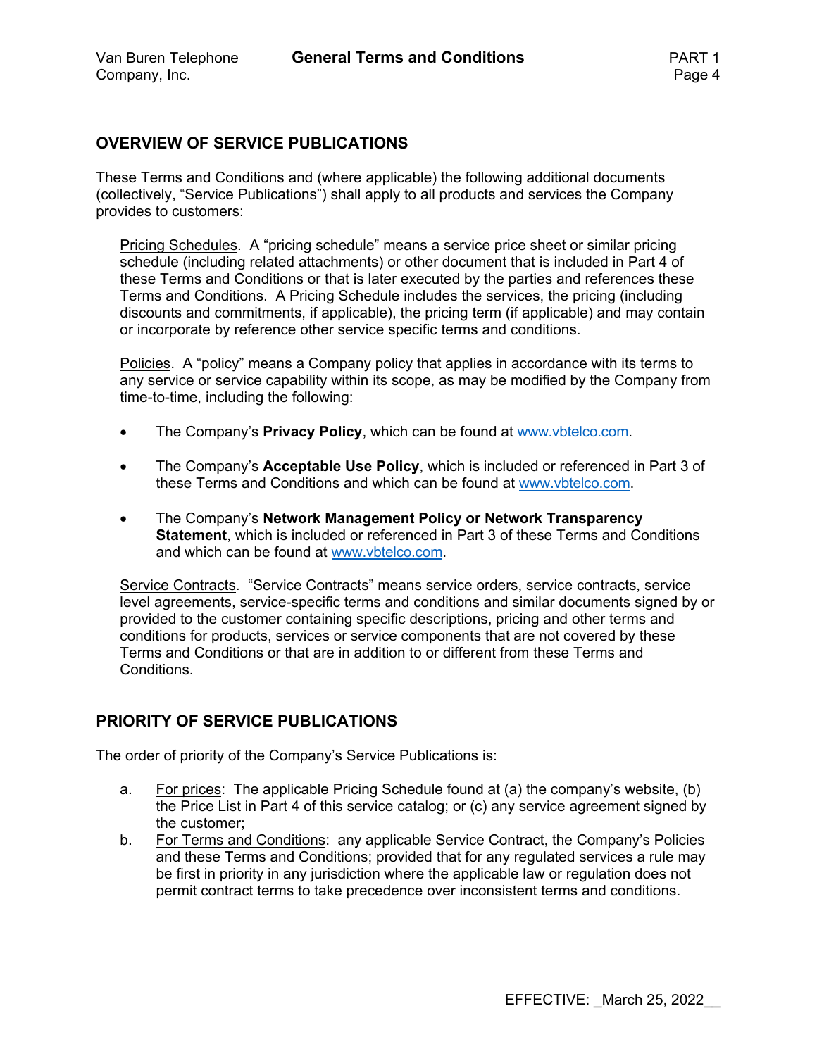## OVERVIEW OF SERVICE PUBLICATIONS

These Terms and Conditions and (where applicable) the following additional documents (collectively, "Service Publications") shall apply to all products and services the Company provides to customers:

Pricing Schedules. A "pricing schedule" means a service price sheet or similar pricing schedule (including related attachments) or other document that is included in Part 4 of these Terms and Conditions or that is later executed by the parties and references these Terms and Conditions. A Pricing Schedule includes the services, the pricing (including discounts and commitments, if applicable), the pricing term (if applicable) and may contain or incorporate by reference other service specific terms and conditions.

Policies. A "policy" means a Company policy that applies in accordance with its terms to any service or service capability within its scope, as may be modified by the Company from time-to-time, including the following:

- The Company's **Privacy Policy**, which can be found at www.vbtelco.com.
- The Company's **Acceptable Use Policy**, which is included or referenced in Part 3 of these Terms and Conditions and which can be found at www.vbtelco.com.
- The Company's **Network Management Policy or Network Transparency Statement**, which is included or referenced in Part 3 of these Terms and Conditions and which can be found at www.vbtelco.com.

Service Contracts. "Service Contracts" means service orders, service contracts, service level agreements, service-specific terms and conditions and similar documents signed by or provided to the customer containing specific descriptions, pricing and other terms and conditions for products, services or service components that are not covered by these Terms and Conditions or that are in addition to or different from these Terms and Conditions.

## PRIORITY OF SERVICE PUBLICATIONS

The order of priority of the Company's Service Publications is:

a. For prices: The applicable Pricing Schedule found at (a) the company's website, (b) the Price List in Part 4 of this service catalog; or (c) any service agreement signed by the customer;

b. For Terms and Conditions: any applicable Service Contract, the Company's Policies and these Terms and Conditions; provided that for any regulated services a rule may be first in priority in any jurisdiction where the applicable law or regulation does not permit contract terms to take precedence over inconsistent terms and conditions.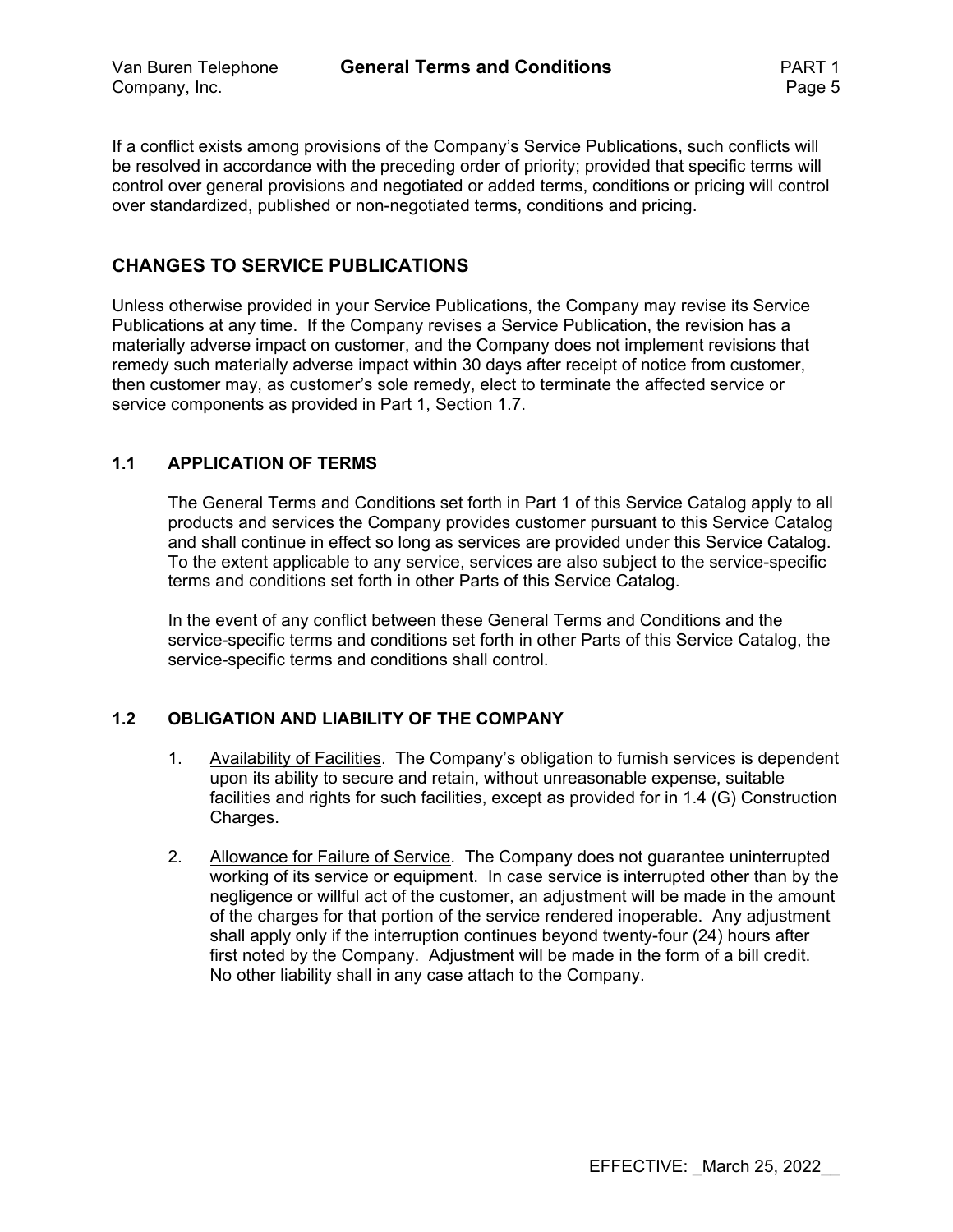If a conflict exists among provisions of the Company's Service Publications, such conflicts will be resolved in accordance with the preceding order of priority; provided that specific terms will control over general provisions and negotiated or added terms, conditions or pricing will control over standardized, published or non-negotiated terms, conditions and pricing.

## CHANGES TO SERVICE PUBLICATIONS

Unless otherwise provided in your Service Publications, the Company may revise its Service Publications at any time. If the Company revises a Service Publication, the revision has a materially adverse impact on customer, and the Company does not implement revisions that remedy such materially adverse impact within 30 days after receipt of notice from customer, then customer may, as customer's sole remedy, elect to terminate the affected service or service components as provided in Part 1, Section 1.7.

### 1.1 APPLICATION OF TERMS

The General Terms and Conditions set forth in Part 1 of this Service Catalog apply to all products and services the Company provides customer pursuant to this Service Catalog and shall continue in effect so long as services are provided under this Service Catalog. To the extent applicable to any service, services are also subject to the service-specific terms and conditions set forth in other Parts of this Service Catalog.

In the event of any conflict between these General Terms and Conditions and the service-specific terms and conditions set forth in other Parts of this Service Catalog, the service-specific terms and conditions shall control.

### 1.2 OBLIGATION AND LIABILITY OF THE COMPANY

1. Availability of Facilities. The Company's obligation to furnish services is dependent upon its ability to secure and retain, without unreasonable expense, suitable facilities and rights for such facilities, except as provided for in 1.4 (G) Construction Charges.

2. Allowance for Failure of Service. The Company does not guarantee uninterrupted working of its service or equipment. In case service is interrupted other than by the negligence or willful act of the customer, an adjustment will be made in the amount of the charges for that portion of the service rendered inoperable. Any adjustment shall apply only if the interruption continues beyond twenty-four (24) hours after first noted by the Company. Adjustment will be made in the form of a bill credit. No other liability shall in any case attach to the Company.

EFFECTIVE: March 25, 2022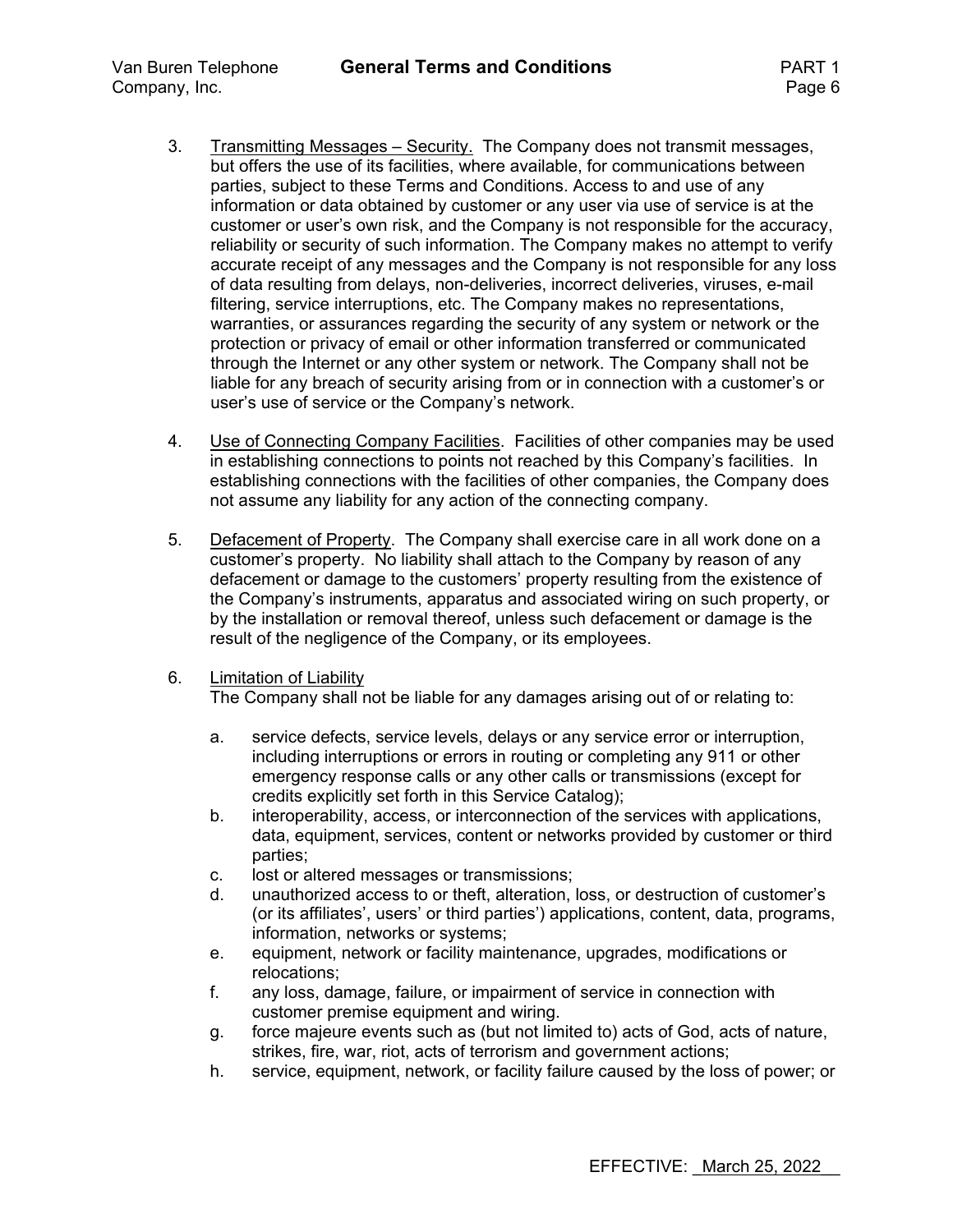3. Transmitting Messages – Security. The Company does not transmit messages, but offers the use of its facilities, where available, for communications between parties, subject to these Terms and Conditions. Access to and use of any information or data obtained by customer or any user via use of service is at the customer or user's own risk, and the Company is not responsible for the accuracy, reliability or security of such information. The Company makes no attempt to verify accurate receipt of any messages and the Company is not responsible for any loss of data resulting from delays, non-deliveries, incorrect deliveries, viruses, e-mail filtering, service interruptions, etc. The Company makes no representations, warranties, or assurances regarding the security of any system or network or the protection or privacy of email or other information transferred or communicated through the Internet or any other system or network. The Company shall not be liable for any breach of security arising from or in connection with a customer's or user's use of service or the Company's network.

4. Use of Connecting Company Facilities. Facilities of other companies may be used in establishing connections to points not reached by this Company's facilities. In establishing connections with the facilities of other companies, the Company does not assume any liability for any action of the connecting company.

5. Defacement of Property. The Company shall exercise care in all work done on a customer's property. No liability shall attach to the Company by reason of any defacement or damage to the customers' property resulting from the existence of the Company's instruments, apparatus and associated wiring on such property, or by the installation or removal thereof, unless such defacement or damage is the result of the negligence of the Company, or its employees.

6. Limitation of Liability
   The Company shall not be liable for any damages arising out of or relating to:

   a. service defects, service levels, delays or any service error or interruption, including interruptions or errors in routing or completing any 911 or other emergency response calls or any other calls or transmissions (except for credits explicitly set forth in this Service Catalog);
   b. interoperability, access, or interconnection of the services with applications, data, equipment, services, content or networks provided by customer or third parties;
   c. lost or altered messages or transmissions;
   d. unauthorized access to or theft, alteration, loss, or destruction of customer's (or its affiliates', users' or third parties') applications, content, data, programs, information, networks or systems;
   e. equipment, network or facility maintenance, upgrades, modifications or relocations;
   f. any loss, damage, failure, or impairment of service in connection with customer premise equipment and wiring.
   g. force majeure events such as (but not limited to) acts of God, acts of nature, strikes, fire, war, riot, acts of terrorism and government actions;
   h. service, equipment, network, or facility failure caused by the loss of power; or

EFFECTIVE: March 25, 2022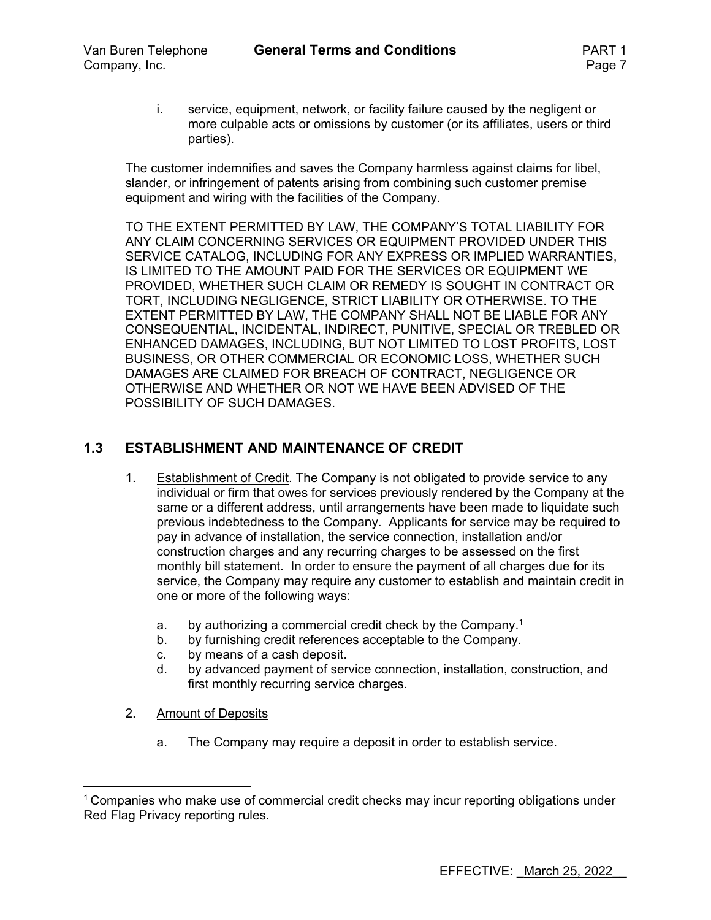i. service, equipment, network, or facility failure caused by the negligent or more culpable acts or omissions by customer (or its affiliates, users or third parties).

The customer indemnifies and saves the Company harmless against claims for libel, slander, or infringement of patents arising from combining such customer premise equipment and wiring with the facilities of the Company.

TO THE EXTENT PERMITTED BY LAW, THE COMPANY'S TOTAL LIABILITY FOR ANY CLAIM CONCERNING SERVICES OR EQUIPMENT PROVIDED UNDER THIS SERVICE CATALOG, INCLUDING FOR ANY EXPRESS OR IMPLIED WARRANTIES, IS LIMITED TO THE AMOUNT PAID FOR THE SERVICES OR EQUIPMENT WE PROVIDED, WHETHER SUCH CLAIM OR REMEDY IS SOUGHT IN CONTRACT OR TORT, INCLUDING NEGLIGENCE, STRICT LIABILITY OR OTHERWISE. TO THE EXTENT PERMITTED BY LAW, THE COMPANY SHALL NOT BE LIABLE FOR ANY CONSEQUENTIAL, INCIDENTAL, INDIRECT, PUNITIVE, SPECIAL OR TREBLED OR ENHANCED DAMAGES, INCLUDING, BUT NOT LIMITED TO LOST PROFITS, LOST BUSINESS, OR OTHER COMMERCIAL OR ECONOMIC LOSS, WHETHER SUCH DAMAGES ARE CLAIMED FOR BREACH OF CONTRACT, NEGLIGENCE OR OTHERWISE AND WHETHER OR NOT WE HAVE BEEN ADVISED OF THE POSSIBILITY OF SUCH DAMAGES.

## 1.3 ESTABLISHMENT AND MAINTENANCE OF CREDIT

1. Establishment of Credit. The Company is not obligated to provide service to any individual or firm that owes for services previously rendered by the Company at the same or a different address, until arrangements have been made to liquidate such previous indebtedness to the Company. Applicants for service may be required to pay in advance of installation, the service connection, installation and/or construction charges and any recurring charges to be assessed on the first monthly bill statement. In order to ensure the payment of all charges due for its service, the Company may require any customer to establish and maintain credit in one or more of the following ways:

   a. by authorizing a commercial credit check by the Company.[1]
   b. by furnishing credit references acceptable to the Company.
   c. by means of a cash deposit.
   d. by advanced payment of service connection, installation, construction, and first monthly recurring service charges.

2. Amount of Deposits

   a. The Company may require a deposit in order to establish service.

---

[1] Companies who make use of commercial credit checks may incur reporting obligations under Red Flag Privacy reporting rules.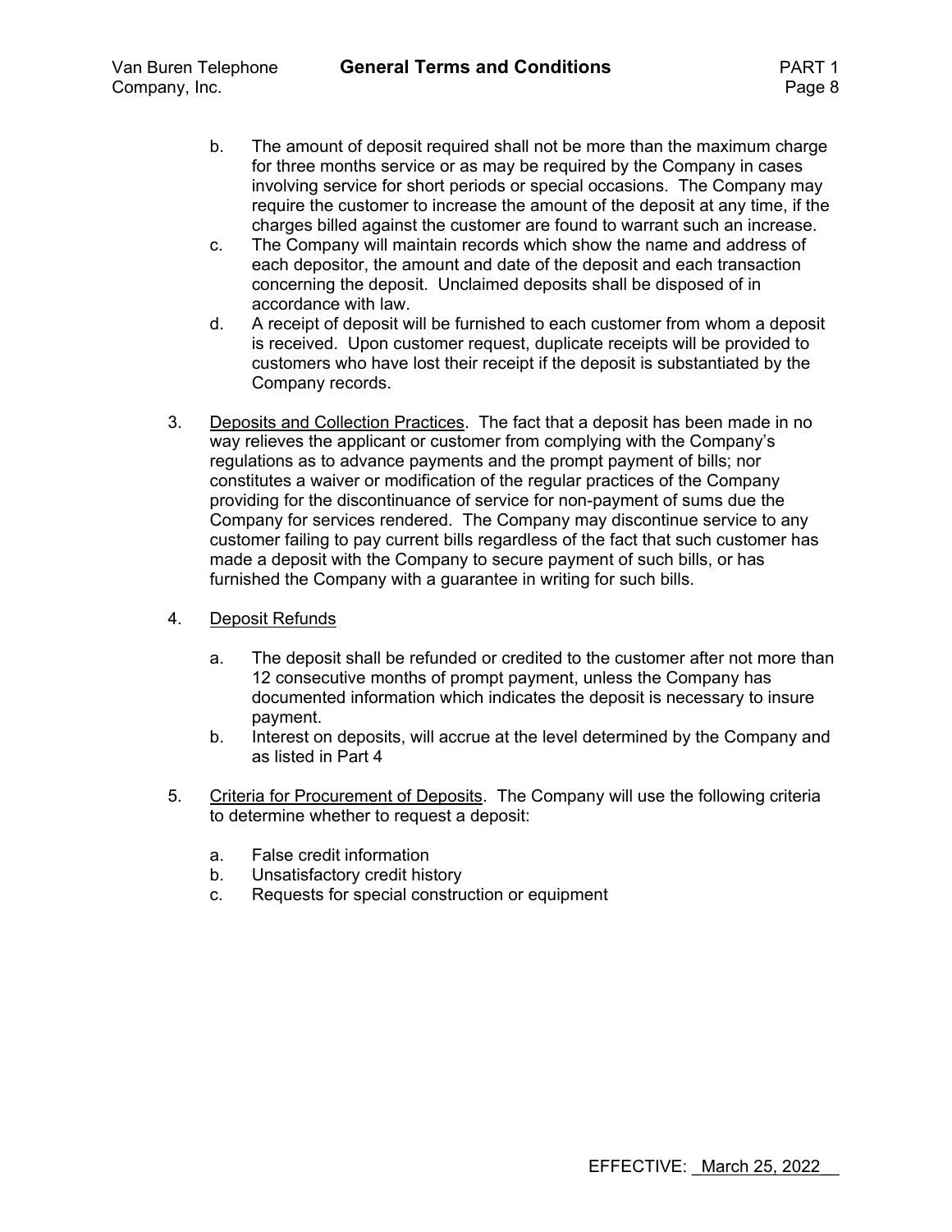b. The amount of deposit required shall not be more than the maximum charge for three months service or as may be required by the Company in cases involving service for short periods or special occasions. The Company may require the customer to increase the amount of the deposit at any time, if the charges billed against the customer are found to warrant such an increase.

c. The Company will maintain records which show the name and address of each depositor, the amount and date of the deposit and each transaction concerning the deposit. Unclaimed deposits shall be disposed of in accordance with law.

d. A receipt of deposit will be furnished to each customer from whom a deposit is received. Upon customer request, duplicate receipts will be provided to customers who have lost their receipt if the deposit is substantiated by the Company records.

3. Deposits and Collection Practices. The fact that a deposit has been made in no way relieves the applicant or customer from complying with the Company's regulations as to advance payments and the prompt payment of bills; nor constitutes a waiver or modification of the regular practices of the Company providing for the discontinuance of service for non-payment of sums due the Company for services rendered. The Company may discontinue service to any customer failing to pay current bills regardless of the fact that such customer has made a deposit with the Company to secure payment of such bills, or has furnished the Company with a guarantee in writing for such bills.

4. Deposit Refunds

   a. The deposit shall be refunded or credited to the customer after not more than 12 consecutive months of prompt payment, unless the Company has documented information which indicates the deposit is necessary to insure payment.

   b. Interest on deposits, will accrue at the level determined by the Company and as listed in Part 4

5. Criteria for Procurement of Deposits. The Company will use the following criteria to determine whether to request a deposit:

   a. False credit information
   b. Unsatisfactory credit history
   c. Requests for special construction or equipment

EFFECTIVE: March 25, 2022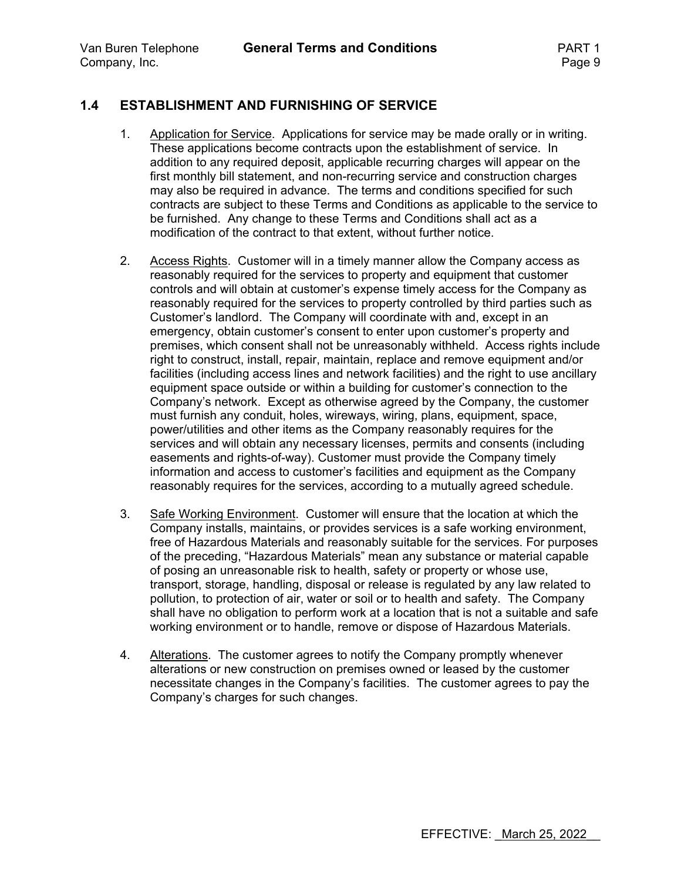## 1.4 ESTABLISHMENT AND FURNISHING OF SERVICE

1. Application for Service. Applications for service may be made orally or in writing. These applications become contracts upon the establishment of service. In addition to any required deposit, applicable recurring charges will appear on the first monthly bill statement, and non-recurring service and construction charges may also be required in advance. The terms and conditions specified for such contracts are subject to these Terms and Conditions as applicable to the service to be furnished. Any change to these Terms and Conditions shall act as a modification of the contract to that extent, without further notice.

2. Access Rights. Customer will in a timely manner allow the Company access as reasonably required for the services to property and equipment that customer controls and will obtain at customer's expense timely access for the Company as reasonably required for the services to property controlled by third parties such as Customer's landlord. The Company will coordinate with and, except in an emergency, obtain customer's consent to enter upon customer's property and premises, which consent shall not be unreasonably withheld. Access rights include right to construct, install, repair, maintain, replace and remove equipment and/or facilities (including access lines and network facilities) and the right to use ancillary equipment space outside or within a building for customer's connection to the Company's network. Except as otherwise agreed by the Company, the customer must furnish any conduit, holes, wireways, wiring, plans, equipment, space, power/utilities and other items as the Company reasonably requires for the services and will obtain any necessary licenses, permits and consents (including easements and rights-of-way). Customer must provide the Company timely information and access to customer's facilities and equipment as the Company reasonably requires for the services, according to a mutually agreed schedule.

3. Safe Working Environment. Customer will ensure that the location at which the Company installs, maintains, or provides services is a safe working environment, free of Hazardous Materials and reasonably suitable for the services. For purposes of the preceding, "Hazardous Materials" mean any substance or material capable of posing an unreasonable risk to health, safety or property or whose use, transport, storage, handling, disposal or release is regulated by any law related to pollution, to protection of air, water or soil or to health and safety. The Company shall have no obligation to perform work at a location that is not a suitable and safe working environment or to handle, remove or dispose of Hazardous Materials.

4. Alterations. The customer agrees to notify the Company promptly whenever alterations or new construction on premises owned or leased by the customer necessitate changes in the Company's facilities. The customer agrees to pay the Company's charges for such changes.

EFFECTIVE: March 25, 2022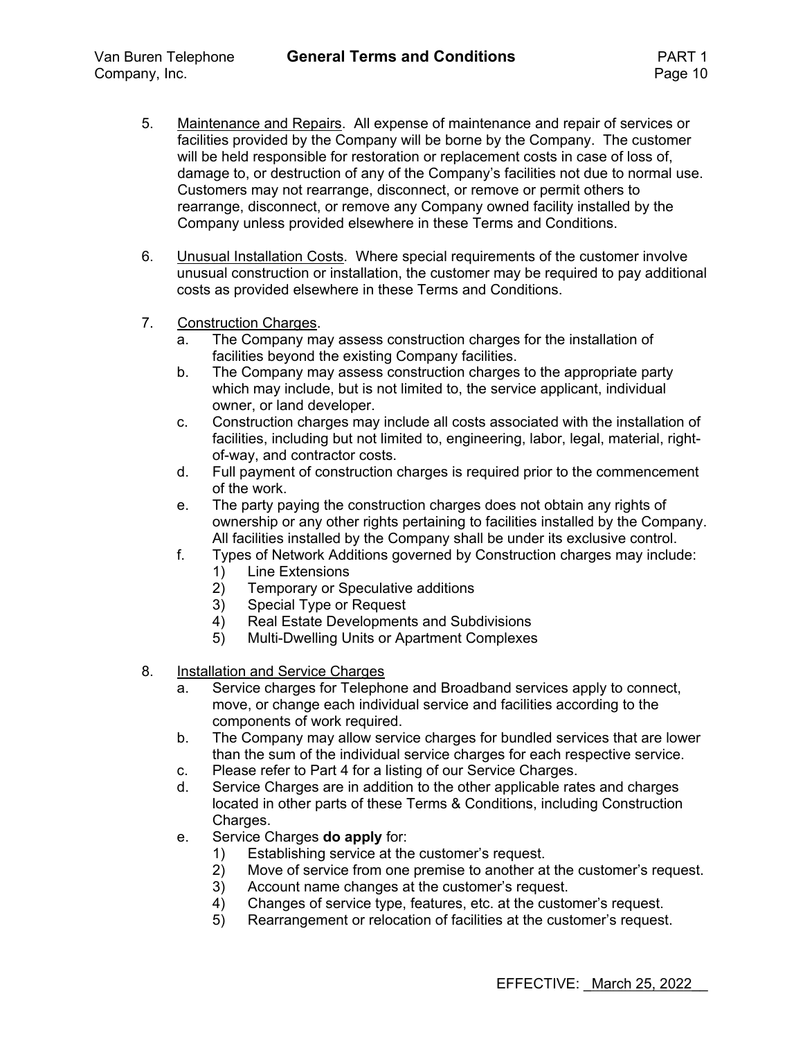5. Maintenance and Repairs. All expense of maintenance and repair of services or facilities provided by the Company will be borne by the Company. The customer will be held responsible for restoration or replacement costs in case of loss of, damage to, or destruction of any of the Company's facilities not due to normal use. Customers may not rearrange, disconnect, or remove or permit others to rearrange, disconnect, or remove any Company owned facility installed by the Company unless provided elsewhere in these Terms and Conditions.

6. Unusual Installation Costs. Where special requirements of the customer involve unusual construction or installation, the customer may be required to pay additional costs as provided elsewhere in these Terms and Conditions.

7. Construction Charges.
   a. The Company may assess construction charges for the installation of facilities beyond the existing Company facilities.
   b. The Company may assess construction charges to the appropriate party which may include, but is not limited to, the service applicant, individual owner, or land developer.
   c. Construction charges may include all costs associated with the installation of facilities, including but not limited to, engineering, labor, legal, material, right-of-way, and contractor costs.
   d. Full payment of construction charges is required prior to the commencement of the work.
   e. The party paying the construction charges does not obtain any rights of ownership or any other rights pertaining to facilities installed by the Company. All facilities installed by the Company shall be under its exclusive control.
   f. Types of Network Additions governed by Construction charges may include:
      1) Line Extensions
      2) Temporary or Speculative additions
      3) Special Type or Request
      4) Real Estate Developments and Subdivisions
      5) Multi-Dwelling Units or Apartment Complexes

8. Installation and Service Charges
   a. Service charges for Telephone and Broadband services apply to connect, move, or change each individual service and facilities according to the components of work required.
   b. The Company may allow service charges for bundled services that are lower than the sum of the individual service charges for each respective service.
   c. Please refer to Part 4 for a listing of our Service Charges.
   d. Service Charges are in addition to the other applicable rates and charges located in other parts of these Terms & Conditions, including Construction Charges.
   e. Service Charges **do apply** for:
      1) Establishing service at the customer's request.
      2) Move of service from one premise to another at the customer's request.
      3) Account name changes at the customer's request.
      4) Changes of service type, features, etc. at the customer's request.
      5) Rearrangement or relocation of facilities at the customer's request.

EFFECTIVE: March 25, 2022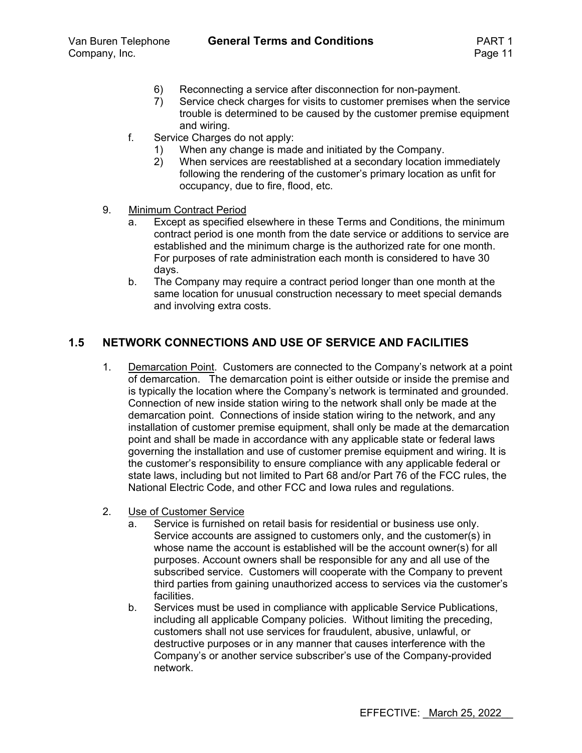6) Reconnecting a service after disconnection for non-payment.
7) Service check charges for visits to customer premises when the service trouble is determined to be caused by the customer premise equipment and wiring.

f. Service Charges do not apply:
1) When any change is made and initiated by the Company.
2) When services are reestablished at a secondary location immediately following the rendering of the customer's primary location as unfit for occupancy, due to fire, flood, etc.

9. <u>Minimum Contract Period</u>
a. Except as specified elsewhere in these Terms and Conditions, the minimum contract period is one month from the date service or additions to service are established and the minimum charge is the authorized rate for one month. For purposes of rate administration each month is considered to have 30 days.
b. The Company may require a contract period longer than one month at the same location for unusual construction necessary to meet special demands and involving extra costs.

## 1.5 NETWORK CONNECTIONS AND USE OF SERVICE AND FACILITIES

1. <u>Demarcation Point</u>. Customers are connected to the Company's network at a point of demarcation. The demarcation point is either outside or inside the premise and is typically the location where the Company's network is terminated and grounded. Connection of new inside station wiring to the network shall only be made at the demarcation point. Connections of inside station wiring to the network, and any installation of customer premise equipment, shall only be made at the demarcation point and shall be made in accordance with any applicable state or federal laws governing the installation and use of customer premise equipment and wiring. It is the customer's responsibility to ensure compliance with any applicable federal or state laws, including but not limited to Part 68 and/or Part 76 of the FCC rules, the National Electric Code, and other FCC and Iowa rules and regulations.

2. <u>Use of Customer Service</u>
a. Service is furnished on retail basis for residential or business use only. Service accounts are assigned to customers only, and the customer(s) in whose name the account is established will be the account owner(s) for all purposes. Account owners shall be responsible for any and all use of the subscribed service. Customers will cooperate with the Company to prevent third parties from gaining unauthorized access to services via the customer's facilities.
b. Services must be used in compliance with applicable Service Publications, including all applicable Company policies. Without limiting the preceding, customers shall not use services for fraudulent, abusive, unlawful, or destructive purposes or in any manner that causes interference with the Company's or another service subscriber's use of the Company-provided network.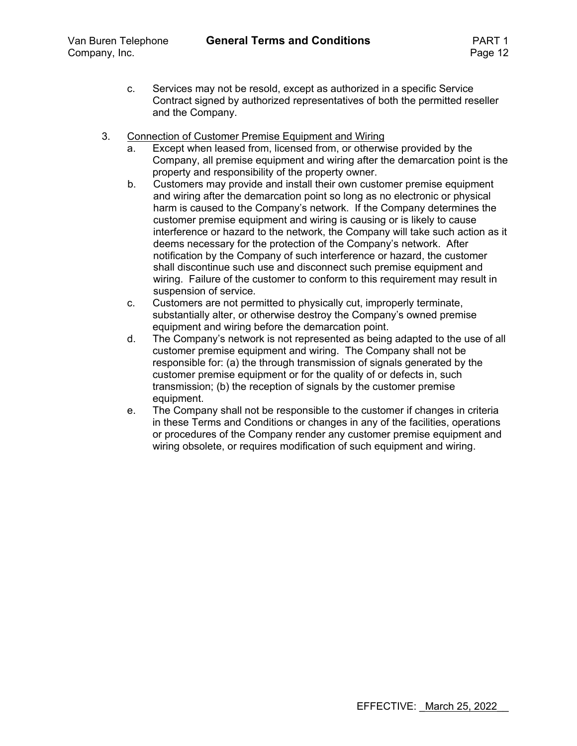c. Services may not be resold, except as authorized in a specific Service Contract signed by authorized representatives of both the permitted reseller and the Company.

3. Connection of Customer Premise Equipment and Wiring

   a. Except when leased from, licensed from, or otherwise provided by the Company, all premise equipment and wiring after the demarcation point is the property and responsibility of the property owner.

   b. Customers may provide and install their own customer premise equipment and wiring after the demarcation point so long as no electronic or physical harm is caused to the Company's network. If the Company determines the customer premise equipment and wiring is causing or is likely to cause interference or hazard to the network, the Company will take such action as it deems necessary for the protection of the Company's network. After notification by the Company of such interference or hazard, the customer shall discontinue such use and disconnect such premise equipment and wiring. Failure of the customer to conform to this requirement may result in suspension of service.

   c. Customers are not permitted to physically cut, improperly terminate, substantially alter, or otherwise destroy the Company's owned premise equipment and wiring before the demarcation point.

   d. The Company's network is not represented as being adapted to the use of all customer premise equipment and wiring. The Company shall not be responsible for: (a) the through transmission of signals generated by the customer premise equipment or for the quality of or defects in, such transmission; (b) the reception of signals by the customer premise equipment.

   e. The Company shall not be responsible to the customer if changes in criteria in these Terms and Conditions or changes in any of the facilities, operations or procedures of the Company render any customer premise equipment and wiring obsolete, or requires modification of such equipment and wiring.

EFFECTIVE: March 25, 2022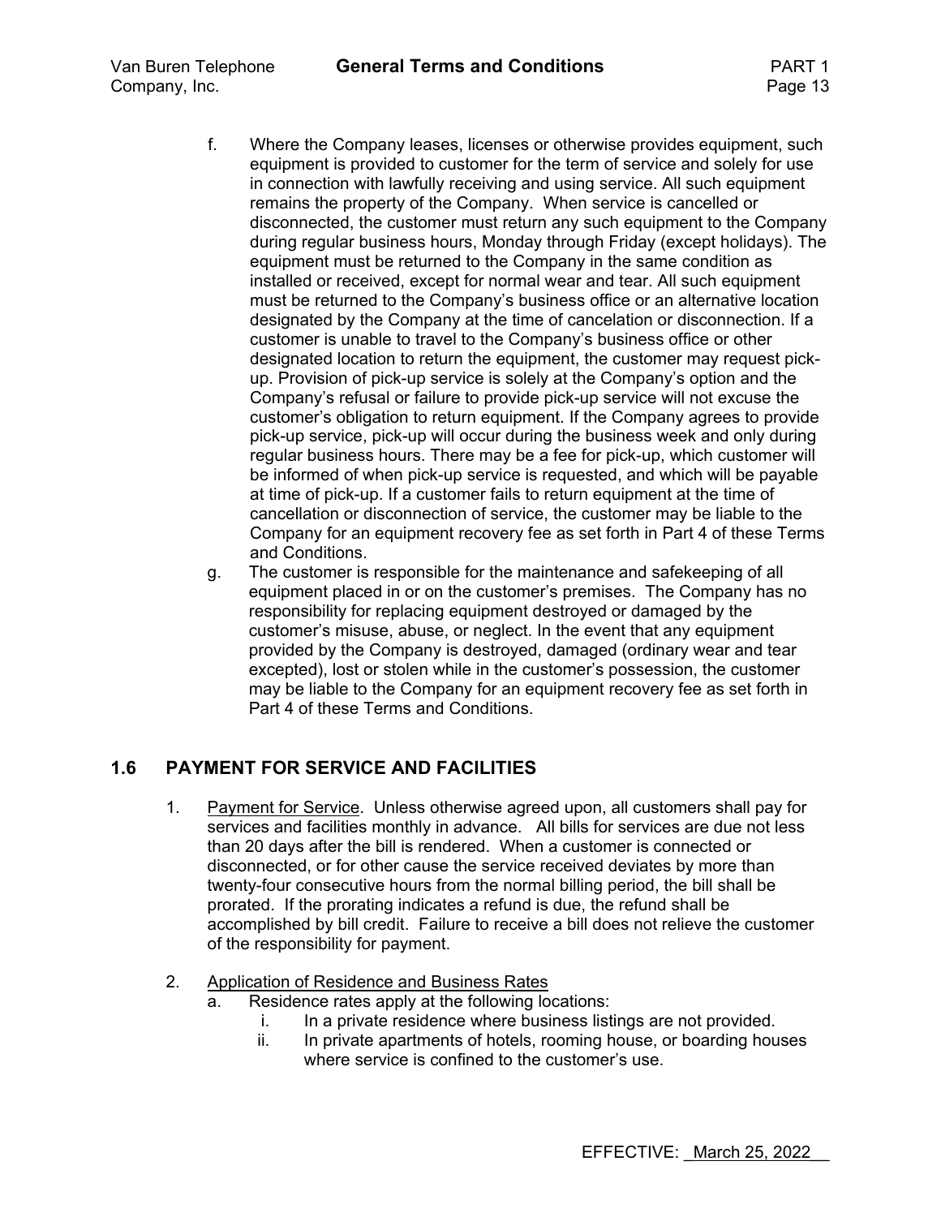f. Where the Company leases, licenses or otherwise provides equipment, such equipment is provided to customer for the term of service and solely for use in connection with lawfully receiving and using service. All such equipment remains the property of the Company. When service is cancelled or disconnected, the customer must return any such equipment to the Company during regular business hours, Monday through Friday (except holidays). The equipment must be returned to the Company in the same condition as installed or received, except for normal wear and tear. All such equipment must be returned to the Company's business office or an alternative location designated by the Company at the time of cancelation or disconnection. If a customer is unable to travel to the Company's business office or other designated location to return the equipment, the customer may request pick-up. Provision of pick-up service is solely at the Company's option and the Company's refusal or failure to provide pick-up service will not excuse the customer's obligation to return equipment. If the Company agrees to provide pick-up service, pick-up will occur during the business week and only during regular business hours. There may be a fee for pick-up, which customer will be informed of when pick-up service is requested, and which will be payable at time of pick-up. If a customer fails to return equipment at the time of cancellation or disconnection of service, the customer may be liable to the Company for an equipment recovery fee as set forth in Part 4 of these Terms and Conditions.

g. The customer is responsible for the maintenance and safekeeping of all equipment placed in or on the customer's premises. The Company has no responsibility for replacing equipment destroyed or damaged by the customer's misuse, abuse, or neglect. In the event that any equipment provided by the Company is destroyed, damaged (ordinary wear and tear excepted), lost or stolen while in the customer's possession, the customer may be liable to the Company for an equipment recovery fee as set forth in Part 4 of these Terms and Conditions.

## 1.6 PAYMENT FOR SERVICE AND FACILITIES

1. Payment for Service. Unless otherwise agreed upon, all customers shall pay for services and facilities monthly in advance. All bills for services are due not less than 20 days after the bill is rendered. When a customer is connected or disconnected, or for other cause the service received deviates by more than twenty-four consecutive hours from the normal billing period, the bill shall be prorated. If the prorating indicates a refund is due, the refund shall be accomplished by bill credit. Failure to receive a bill does not relieve the customer of the responsibility for payment.

2. Application of Residence and Business Rates
   a. Residence rates apply at the following locations:
      i. In a private residence where business listings are not provided.
      ii. In private apartments of hotels, rooming house, or boarding houses where service is confined to the customer's use.

EFFECTIVE: March 25, 2022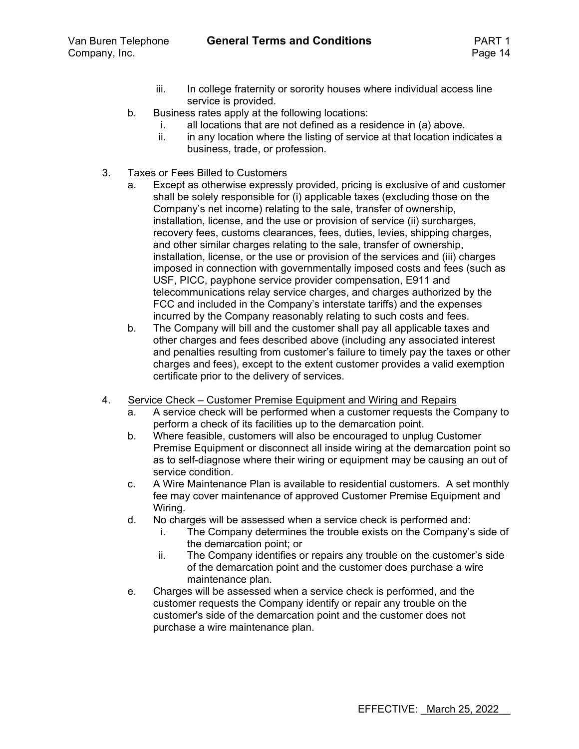iii. In college fraternity or sorority houses where individual access line service is provided.

b. Business rates apply at the following locations:
   i. all locations that are not defined as a residence in (a) above.
   ii. in any location where the listing of service at that location indicates a business, trade, or profession.

3. <u>Taxes or Fees Billed to Customers</u>
   a. Except as otherwise expressly provided, pricing is exclusive of and customer shall be solely responsible for (i) applicable taxes (excluding those on the Company's net income) relating to the sale, transfer of ownership, installation, license, and the use or provision of service (ii) surcharges, recovery fees, customs clearances, fees, duties, levies, shipping charges, and other similar charges relating to the sale, transfer of ownership, installation, license, or the use or provision of the services and (iii) charges imposed in connection with governmentally imposed costs and fees (such as USF, PICC, payphone service provider compensation, E911 and telecommunications relay service charges, and charges authorized by the FCC and included in the Company's interstate tariffs) and the expenses incurred by the Company reasonably relating to such costs and fees.
   b. The Company will bill and the customer shall pay all applicable taxes and other charges and fees described above (including any associated interest and penalties resulting from customer's failure to timely pay the taxes or other charges and fees), except to the extent customer provides a valid exemption certificate prior to the delivery of services.

4. <u>Service Check – Customer Premise Equipment and Wiring and Repairs</u>
   a. A service check will be performed when a customer requests the Company to perform a check of its facilities up to the demarcation point.
   b. Where feasible, customers will also be encouraged to unplug Customer Premise Equipment or disconnect all inside wiring at the demarcation point so as to self-diagnose where their wiring or equipment may be causing an out of service condition.
   c. A Wire Maintenance Plan is available to residential customers. A set monthly fee may cover maintenance of approved Customer Premise Equipment and Wiring.
   d. No charges will be assessed when a service check is performed and:
      i. The Company determines the trouble exists on the Company's side of the demarcation point; or
      ii. The Company identifies or repairs any trouble on the customer's side of the demarcation point and the customer does purchase a wire maintenance plan.
   e. Charges will be assessed when a service check is performed, and the customer requests the Company identify or repair any trouble on the customer's side of the demarcation point and the customer does not purchase a wire maintenance plan.

EFFECTIVE: March 25, 2022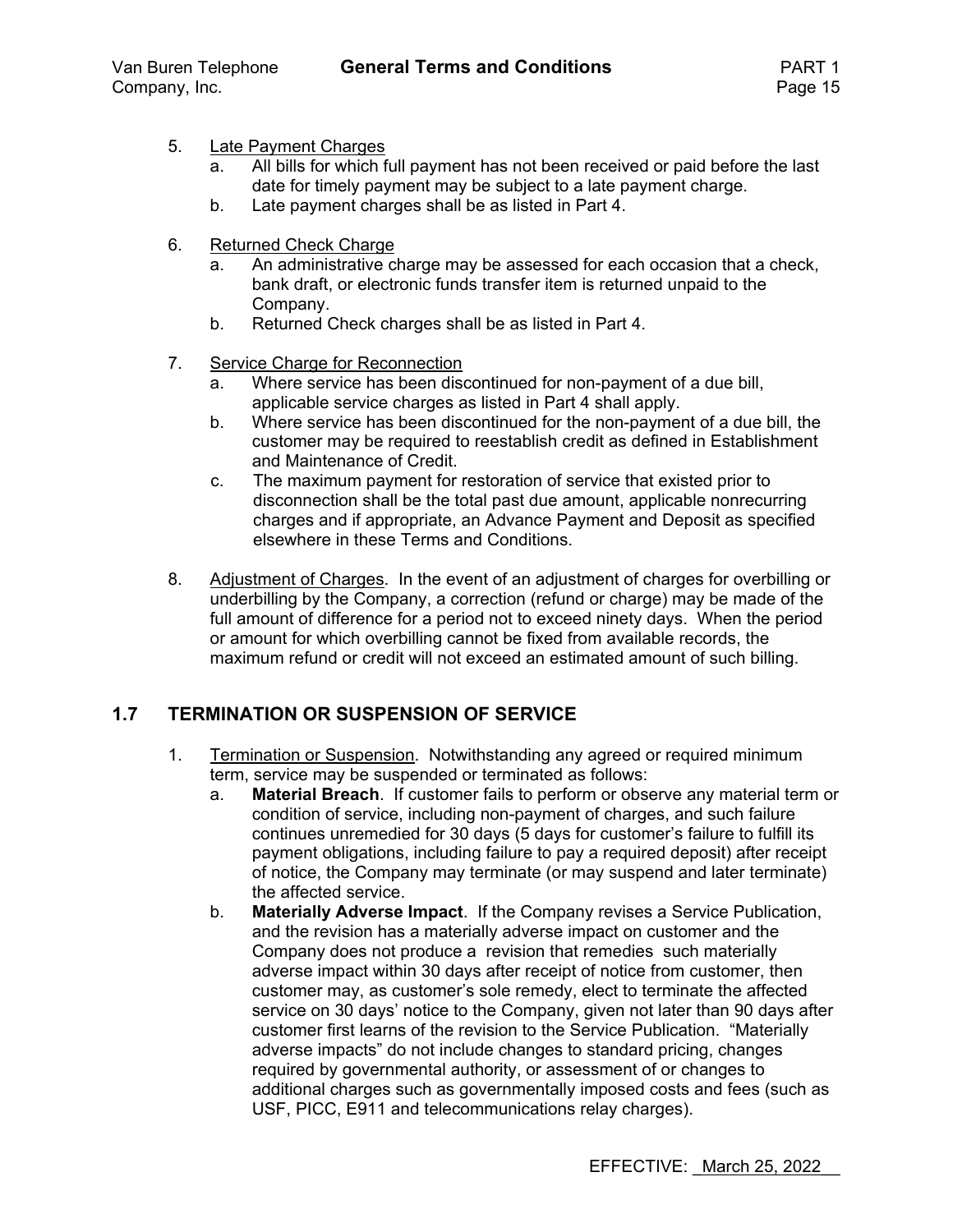5. Late Payment Charges
   a. All bills for which full payment has not been received or paid before the last date for timely payment may be subject to a late payment charge.
   b. Late payment charges shall be as listed in Part 4.

6. Returned Check Charge
   a. An administrative charge may be assessed for each occasion that a check, bank draft, or electronic funds transfer item is returned unpaid to the Company.
   b. Returned Check charges shall be as listed in Part 4.

7. Service Charge for Reconnection
   a. Where service has been discontinued for non-payment of a due bill, applicable service charges as listed in Part 4 shall apply.
   b. Where service has been discontinued for the non-payment of a due bill, the customer may be required to reestablish credit as defined in Establishment and Maintenance of Credit.
   c. The maximum payment for restoration of service that existed prior to disconnection shall be the total past due amount, applicable nonrecurring charges and if appropriate, an Advance Payment and Deposit as specified elsewhere in these Terms and Conditions.

8. Adjustment of Charges. In the event of an adjustment of charges for overbilling or underbilling by the Company, a correction (refund or charge) may be made of the full amount of difference for a period not to exceed ninety days. When the period or amount for which overbilling cannot be fixed from available records, the maximum refund or credit will not exceed an estimated amount of such billing.

## 1.7 TERMINATION OR SUSPENSION OF SERVICE

1. Termination or Suspension. Notwithstanding any agreed or required minimum term, service may be suspended or terminated as follows:
   a. **Material Breach**. If customer fails to perform or observe any material term or condition of service, including non-payment of charges, and such failure continues unremedied for 30 days (5 days for customer's failure to fulfill its payment obligations, including failure to pay a required deposit) after receipt of notice, the Company may terminate (or may suspend and later terminate) the affected service.
   b. **Materially Adverse Impact**. If the Company revises a Service Publication, and the revision has a materially adverse impact on customer and the Company does not produce a revision that remedies such materially adverse impact within 30 days after receipt of notice from customer, then customer may, as customer's sole remedy, elect to terminate the affected service on 30 days' notice to the Company, given not later than 90 days after customer first learns of the revision to the Service Publication. "Materially adverse impacts" do not include changes to standard pricing, changes required by governmental authority, or assessment of or changes to additional charges such as governmentally imposed costs and fees (such as USF, PICC, E911 and telecommunications relay charges).

EFFECTIVE: March 25, 2022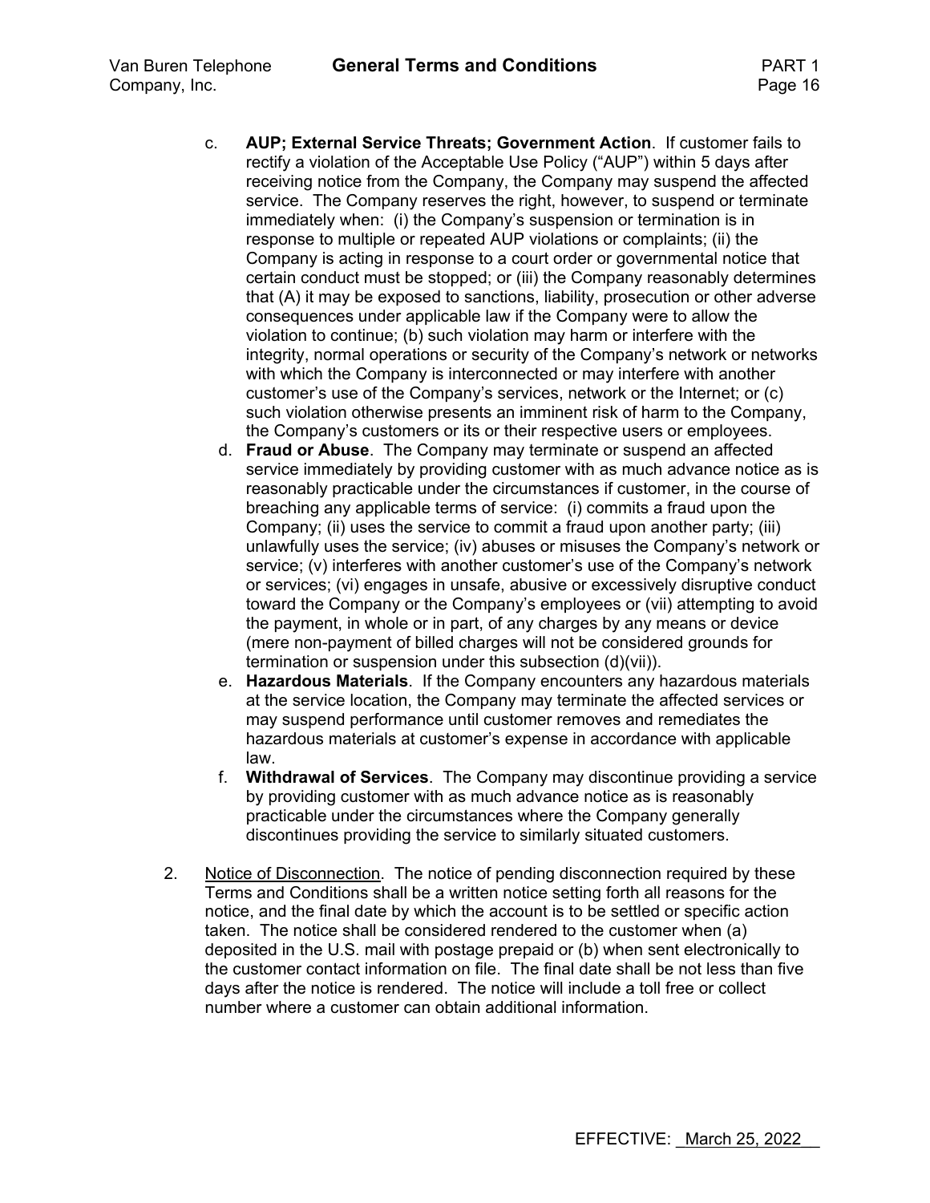c. **AUP; External Service Threats; Government Action**. If customer fails to rectify a violation of the Acceptable Use Policy ("AUP") within 5 days after receiving notice from the Company, the Company may suspend the affected service. The Company reserves the right, however, to suspend or terminate immediately when: (i) the Company's suspension or termination is in response to multiple or repeated AUP violations or complaints; (ii) the Company is acting in response to a court order or governmental notice that certain conduct must be stopped; or (iii) the Company reasonably determines that (A) it may be exposed to sanctions, liability, prosecution or other adverse consequences under applicable law if the Company were to allow the violation to continue; (b) such violation may harm or interfere with the integrity, normal operations or security of the Company's network or networks with which the Company is interconnected or may interfere with another customer's use of the Company's services, network or the Internet; or (c) such violation otherwise presents an imminent risk of harm to the Company, the Company's customers or its or their respective users or employees.

d. **Fraud or Abuse**. The Company may terminate or suspend an affected service immediately by providing customer with as much advance notice as is reasonably practicable under the circumstances if customer, in the course of breaching any applicable terms of service: (i) commits a fraud upon the Company; (ii) uses the service to commit a fraud upon another party; (iii) unlawfully uses the service; (iv) abuses or misuses the Company's network or service; (v) interferes with another customer's use of the Company's network or services; (vi) engages in unsafe, abusive or excessively disruptive conduct toward the Company or the Company's employees or (vii) attempting to avoid the payment, in whole or in part, of any charges by any means or device (mere non-payment of billed charges will not be considered grounds for termination or suspension under this subsection (d)(vii)).

e. **Hazardous Materials**. If the Company encounters any hazardous materials at the service location, the Company may terminate the affected services or may suspend performance until customer removes and remediates the hazardous materials at customer's expense in accordance with applicable law.

f. **Withdrawal of Services**. The Company may discontinue providing a service by providing customer with as much advance notice as is reasonably practicable under the circumstances where the Company generally discontinues providing the service to similarly situated customers.

2. <u>Notice of Disconnection</u>. The notice of pending disconnection required by these Terms and Conditions shall be a written notice setting forth all reasons for the notice, and the final date by which the account is to be settled or specific action taken. The notice shall be considered rendered to the customer when (a) deposited in the U.S. mail with postage prepaid or (b) when sent electronically to the customer contact information on file. The final date shall be not less than five days after the notice is rendered. The notice will include a toll free or collect number where a customer can obtain additional information.

EFFECTIVE: March 25, 2022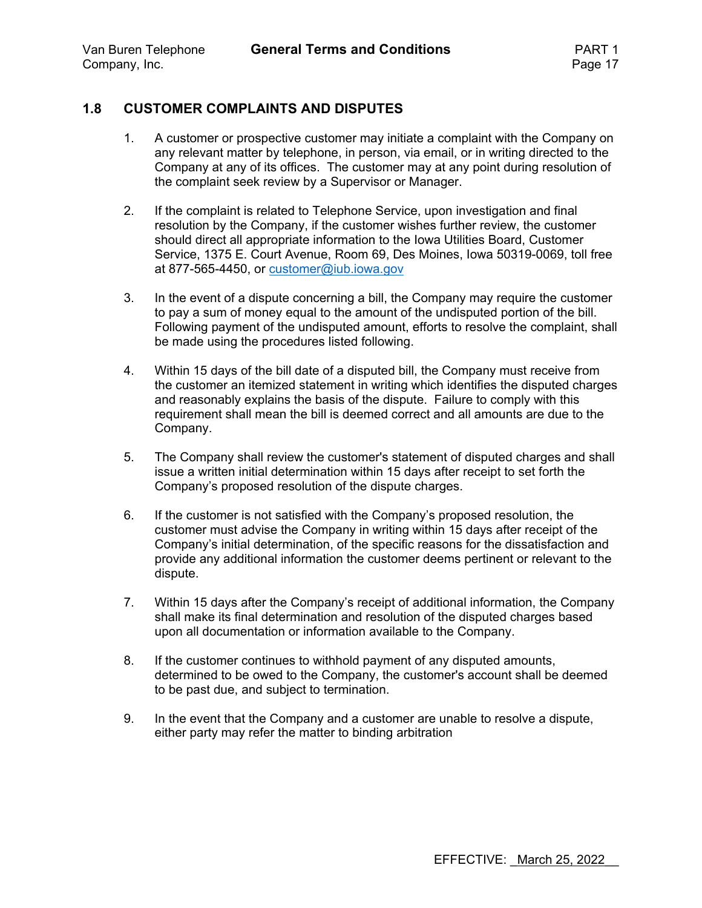## 1.8 CUSTOMER COMPLAINTS AND DISPUTES

1. A customer or prospective customer may initiate a complaint with the Company on any relevant matter by telephone, in person, via email, or in writing directed to the Company at any of its offices. The customer may at any point during resolution of the complaint seek review by a Supervisor or Manager.

2. If the complaint is related to Telephone Service, upon investigation and final resolution by the Company, if the customer wishes further review, the customer should direct all appropriate information to the Iowa Utilities Board, Customer Service, 1375 E. Court Avenue, Room 69, Des Moines, Iowa 50319-0069, toll free at 877-565-4450, or customer@iub.iowa.gov

3. In the event of a dispute concerning a bill, the Company may require the customer to pay a sum of money equal to the amount of the undisputed portion of the bill. Following payment of the undisputed amount, efforts to resolve the complaint, shall be made using the procedures listed following.

4. Within 15 days of the bill date of a disputed bill, the Company must receive from the customer an itemized statement in writing which identifies the disputed charges and reasonably explains the basis of the dispute. Failure to comply with this requirement shall mean the bill is deemed correct and all amounts are due to the Company.

5. The Company shall review the customer's statement of disputed charges and shall issue a written initial determination within 15 days after receipt to set forth the Company's proposed resolution of the dispute charges.

6. If the customer is not satisfied with the Company's proposed resolution, the customer must advise the Company in writing within 15 days after receipt of the Company's initial determination, of the specific reasons for the dissatisfaction and provide any additional information the customer deems pertinent or relevant to the dispute.

7. Within 15 days after the Company's receipt of additional information, the Company shall make its final determination and resolution of the disputed charges based upon all documentation or information available to the Company.

8. If the customer continues to withhold payment of any disputed amounts, determined to be owed to the Company, the customer's account shall be deemed to be past due, and subject to termination.

9. In the event that the Company and a customer are unable to resolve a dispute, either party may refer the matter to binding arbitration

EFFECTIVE: March 25, 2022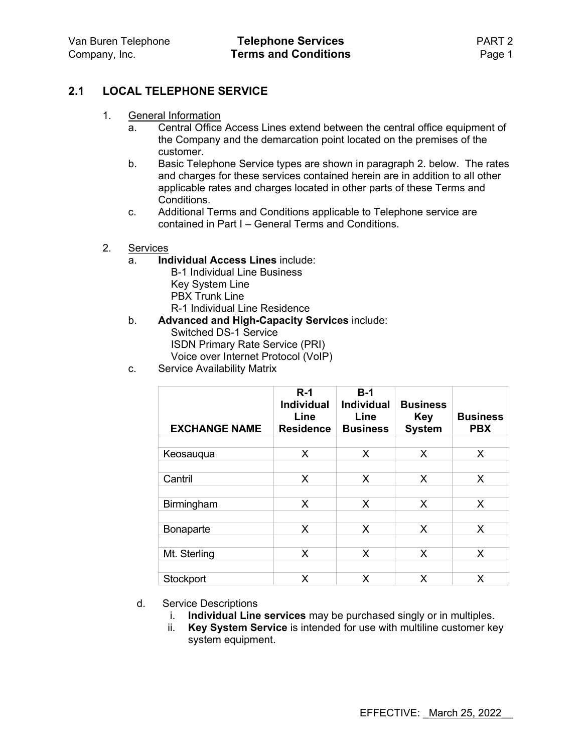## 2.1 LOCAL TELEPHONE SERVICE

1. General Information
   a. Central Office Access Lines extend between the central office equipment of the Company and the demarcation point located on the premises of the customer.
   b. Basic Telephone Service types are shown in paragraph 2. below. The rates and charges for these services contained herein are in addition to all other applicable rates and charges located in other parts of these Terms and Conditions.
   c. Additional Terms and Conditions applicable to Telephone service are contained in Part I – General Terms and Conditions.

2. Services
   a. **Individual Access Lines** include:
      - B-1 Individual Line Business
      - Key System Line
      - PBX Trunk Line
      - R-1 Individual Line Residence
   b. **Advanced and High-Capacity Services** include:
      - Switched DS-1 Service
      - ISDN Primary Rate Service (PRI)
      - Voice over Internet Protocol (VoIP)
   c. Service Availability Matrix

| EXCHANGE NAME | R-1 Individual Line Residence | B-1 Individual Line Business | Business Key System | Business PBX |
|---|---|---|---|---|
| Keosauqua | X | X | X | X |
| Cantril | X | X | X | X |
| Birmingham | X | X | X | X |
| Bonaparte | X | X | X | X |
| Mt. Sterling | X | X | X | X |
| Stockport | X | X | X | X |

   d. Service Descriptions
      i. **Individual Line services** may be purchased singly or in multiples.
      ii. **Key System Service** is intended for use with multiline customer key system equipment.

EFFECTIVE: March 25, 2022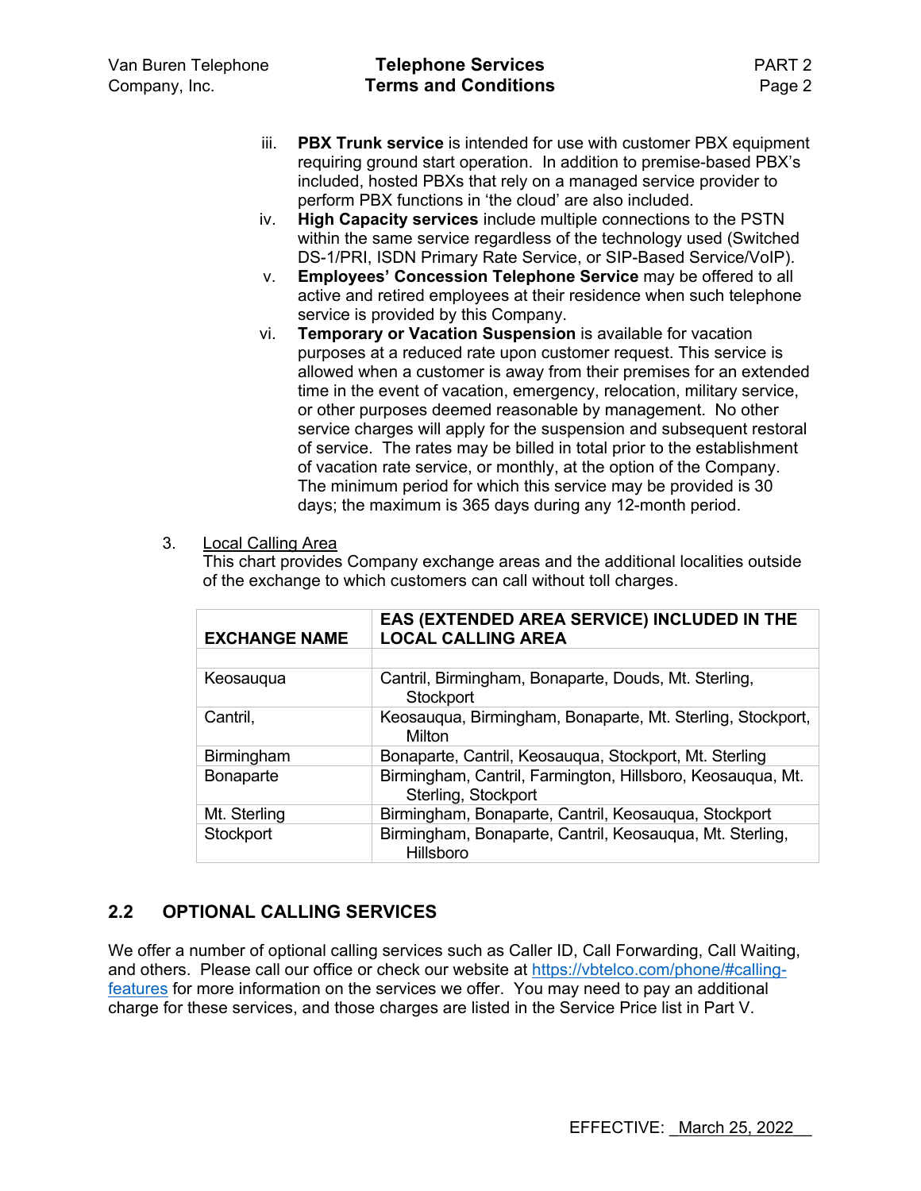iii. **PBX Trunk service** is intended for use with customer PBX equipment requiring ground start operation. In addition to premise-based PBX's included, hosted PBXs that rely on a managed service provider to perform PBX functions in 'the cloud' are also included.

iv. **High Capacity services** include multiple connections to the PSTN within the same service regardless of the technology used (Switched DS-1/PRI, ISDN Primary Rate Service, or SIP-Based Service/VoIP).

v. **Employees' Concession Telephone Service** may be offered to all active and retired employees at their residence when such telephone service is provided by this Company.

vi. **Temporary or Vacation Suspension** is available for vacation purposes at a reduced rate upon customer request. This service is allowed when a customer is away from their premises for an extended time in the event of vacation, emergency, relocation, military service, or other purposes deemed reasonable by management. No other service charges will apply for the suspension and subsequent restoral of service. The rates may be billed in total prior to the establishment of vacation rate service, or monthly, at the option of the Company. The minimum period for which this service may be provided is 30 days; the maximum is 365 days during any 12-month period.

3. Local Calling Area

This chart provides Company exchange areas and the additional localities outside of the exchange to which customers can call without toll charges.

| EXCHANGE NAME | EAS (EXTENDED AREA SERVICE) INCLUDED IN THE LOCAL CALLING AREA |
|---|---|
| | |
| Keosauqua | Cantril, Birmingham, Bonaparte, Douds, Mt. Sterling, Stockport |
| Cantril, | Keosauqua, Birmingham, Bonaparte, Mt. Sterling, Stockport, Milton |
| Birmingham | Bonaparte, Cantril, Keosauqua, Stockport, Mt. Sterling |
| Bonaparte | Birmingham, Cantril, Farmington, Hillsboro, Keosauqua, Mt. Sterling, Stockport |
| Mt. Sterling | Birmingham, Bonaparte, Cantril, Keosauqua, Stockport |
| Stockport | Birmingham, Bonaparte, Cantril, Keosauqua, Mt. Sterling, Hillsboro |

## 2.2 OPTIONAL CALLING SERVICES

We offer a number of optional calling services such as Caller ID, Call Forwarding, Call Waiting, and others. Please call our office or check our website at https://vbtelco.com/phone/#calling-features for more information on the services we offer. You may need to pay an additional charge for these services, and those charges are listed in the Service Price list in Part V.

EFFECTIVE: March 25, 2022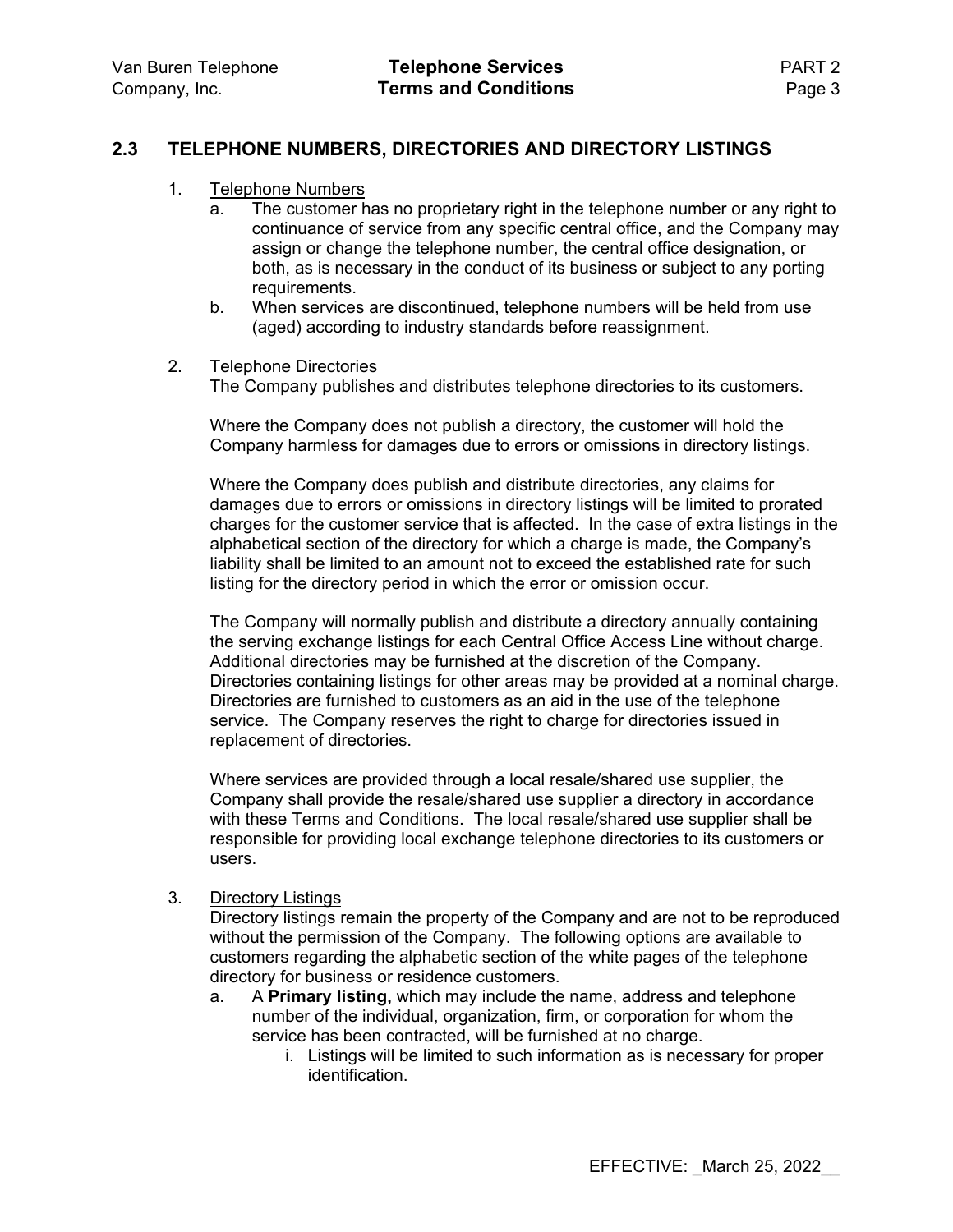## 2.3 TELEPHONE NUMBERS, DIRECTORIES AND DIRECTORY LISTINGS

1. Telephone Numbers
   a. The customer has no proprietary right in the telephone number or any right to continuance of service from any specific central office, and the Company may assign or change the telephone number, the central office designation, or both, as is necessary in the conduct of its business or subject to any porting requirements.
   b. When services are discontinued, telephone numbers will be held from use (aged) according to industry standards before reassignment.

2. Telephone Directories
   The Company publishes and distributes telephone directories to its customers.

   Where the Company does not publish a directory, the customer will hold the Company harmless for damages due to errors or omissions in directory listings.

   Where the Company does publish and distribute directories, any claims for damages due to errors or omissions in directory listings will be limited to prorated charges for the customer service that is affected. In the case of extra listings in the alphabetical section of the directory for which a charge is made, the Company's liability shall be limited to an amount not to exceed the established rate for such listing for the directory period in which the error or omission occur.

   The Company will normally publish and distribute a directory annually containing the serving exchange listings for each Central Office Access Line without charge. Additional directories may be furnished at the discretion of the Company. Directories containing listings for other areas may be provided at a nominal charge. Directories are furnished to customers as an aid in the use of the telephone service. The Company reserves the right to charge for directories issued in replacement of directories.

   Where services are provided through a local resale/shared use supplier, the Company shall provide the resale/shared use supplier a directory in accordance with these Terms and Conditions. The local resale/shared use supplier shall be responsible for providing local exchange telephone directories to its customers or users.

3. Directory Listings
   Directory listings remain the property of the Company and are not to be reproduced without the permission of the Company. The following options are available to customers regarding the alphabetic section of the white pages of the telephone directory for business or residence customers.
   a. A **Primary listing,** which may include the name, address and telephone number of the individual, organization, firm, or corporation for whom the service has been contracted, will be furnished at no charge.
      i. Listings will be limited to such information as is necessary for proper identification.

EFFECTIVE: March 25, 2022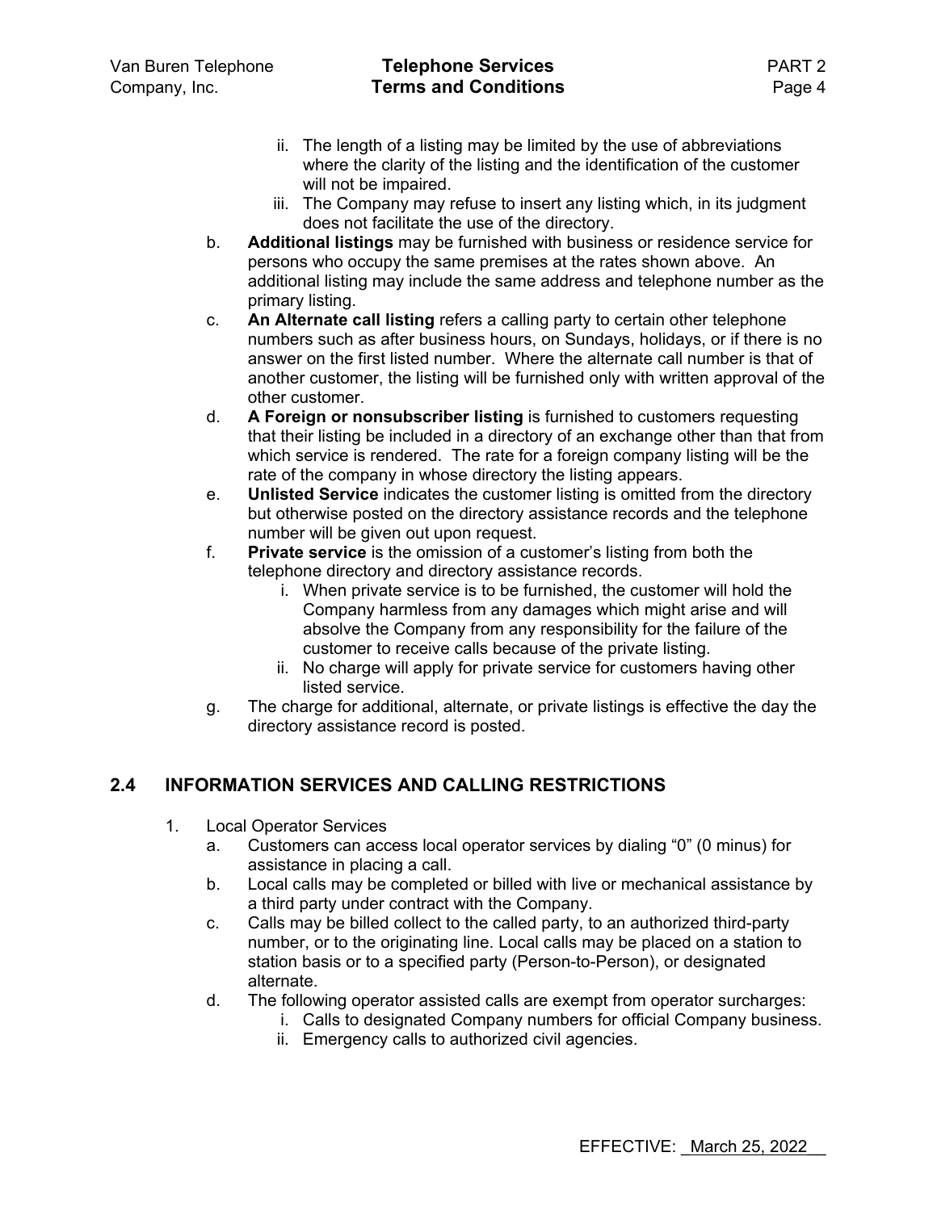ii. The length of a listing may be limited by the use of abbreviations where the clarity of the listing and the identification of the customer will not be impaired.
   iii. The Company may refuse to insert any listing which, in its judgment does not facilitate the use of the directory.

b. **Additional listings** may be furnished with business or residence service for persons who occupy the same premises at the rates shown above. An additional listing may include the same address and telephone number as the primary listing.

c. **An Alternate call listing** refers a calling party to certain other telephone numbers such as after business hours, on Sundays, holidays, or if there is no answer on the first listed number. Where the alternate call number is that of another customer, the listing will be furnished only with written approval of the other customer.

d. **A Foreign or nonsubscriber listing** is furnished to customers requesting that their listing be included in a directory of an exchange other than that from which service is rendered. The rate for a foreign company listing will be the rate of the company in whose directory the listing appears.

e. **Unlisted Service** indicates the customer listing is omitted from the directory but otherwise posted on the directory assistance records and the telephone number will be given out upon request.

f. **Private service** is the omission of a customer's listing from both the telephone directory and directory assistance records.
   i. When private service is to be furnished, the customer will hold the Company harmless from any damages which might arise and will absolve the Company from any responsibility for the failure of the customer to receive calls because of the private listing.
   ii. No charge will apply for private service for customers having other listed service.

g. The charge for additional, alternate, or private listings is effective the day the directory assistance record is posted.

## 2.4 INFORMATION SERVICES AND CALLING RESTRICTIONS

1. Local Operator Services
   a. Customers can access local operator services by dialing "0" (0 minus) for assistance in placing a call.
   b. Local calls may be completed or billed with live or mechanical assistance by a third party under contract with the Company.
   c. Calls may be billed collect to the called party, to an authorized third-party number, or to the originating line. Local calls may be placed on a station to station basis or to a specified party (Person-to-Person), or designated alternate.
   d. The following operator assisted calls are exempt from operator surcharges:
      i. Calls to designated Company numbers for official Company business.
      ii. Emergency calls to authorized civil agencies.

EFFECTIVE: March 25, 2022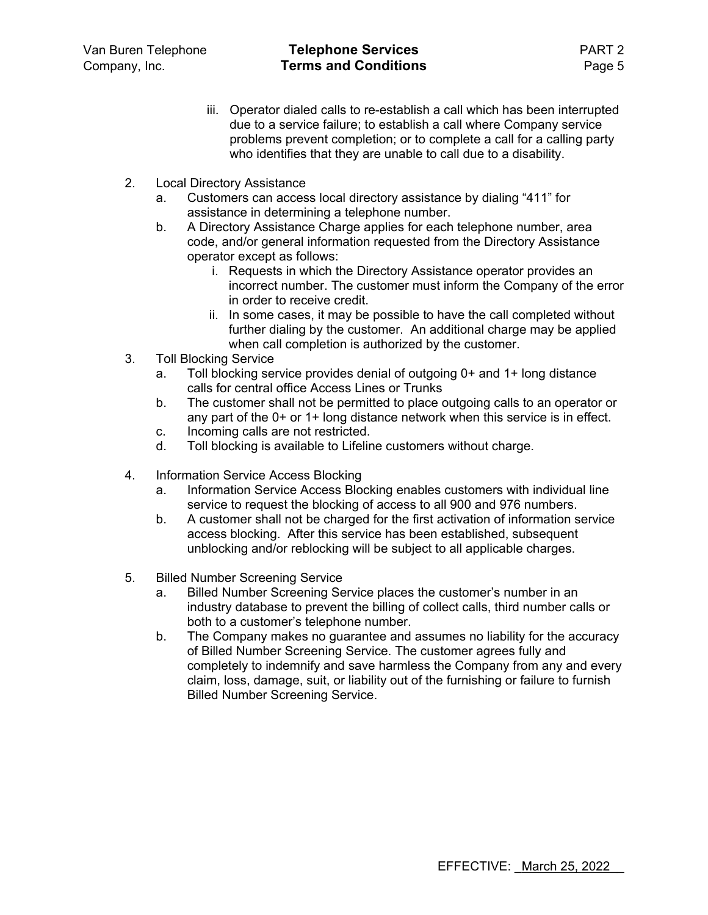iii. Operator dialed calls to re-establish a call which has been interrupted due to a service failure; to establish a call where Company service problems prevent completion; or to complete a call for a calling party who identifies that they are unable to call due to a disability.

2. Local Directory Assistance
   a. Customers can access local directory assistance by dialing "411" for assistance in determining a telephone number.
   b. A Directory Assistance Charge applies for each telephone number, area code, and/or general information requested from the Directory Assistance operator except as follows:
      i. Requests in which the Directory Assistance operator provides an incorrect number. The customer must inform the Company of the error in order to receive credit.
      ii. In some cases, it may be possible to have the call completed without further dialing by the customer. An additional charge may be applied when call completion is authorized by the customer.

3. Toll Blocking Service
   a. Toll blocking service provides denial of outgoing 0+ and 1+ long distance calls for central office Access Lines or Trunks
   b. The customer shall not be permitted to place outgoing calls to an operator or any part of the 0+ or 1+ long distance network when this service is in effect.
   c. Incoming calls are not restricted.
   d. Toll blocking is available to Lifeline customers without charge.

4. Information Service Access Blocking
   a. Information Service Access Blocking enables customers with individual line service to request the blocking of access to all 900 and 976 numbers.
   b. A customer shall not be charged for the first activation of information service access blocking. After this service has been established, subsequent unblocking and/or reblocking will be subject to all applicable charges.

5. Billed Number Screening Service
   a. Billed Number Screening Service places the customer's number in an industry database to prevent the billing of collect calls, third number calls or both to a customer's telephone number.
   b. The Company makes no guarantee and assumes no liability for the accuracy of Billed Number Screening Service. The customer agrees fully and completely to indemnify and save harmless the Company from any and every claim, loss, damage, suit, or liability out of the furnishing or failure to furnish Billed Number Screening Service.

EFFECTIVE: March 25, 2022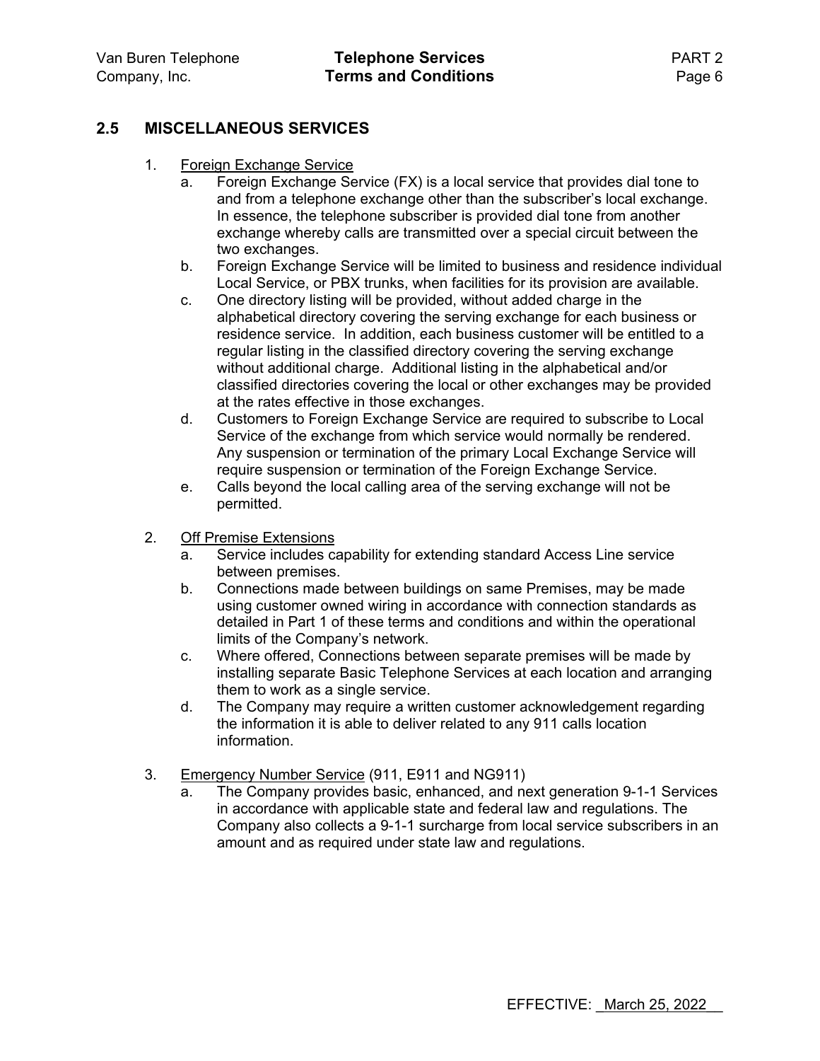## 2.5 MISCELLANEOUS SERVICES

1. Foreign Exchange Service
   a. Foreign Exchange Service (FX) is a local service that provides dial tone to and from a telephone exchange other than the subscriber's local exchange. In essence, the telephone subscriber is provided dial tone from another exchange whereby calls are transmitted over a special circuit between the two exchanges.
   b. Foreign Exchange Service will be limited to business and residence individual Local Service, or PBX trunks, when facilities for its provision are available.
   c. One directory listing will be provided, without added charge in the alphabetical directory covering the serving exchange for each business or residence service. In addition, each business customer will be entitled to a regular listing in the classified directory covering the serving exchange without additional charge. Additional listing in the alphabetical and/or classified directories covering the local or other exchanges may be provided at the rates effective in those exchanges.
   d. Customers to Foreign Exchange Service are required to subscribe to Local Service of the exchange from which service would normally be rendered. Any suspension or termination of the primary Local Exchange Service will require suspension or termination of the Foreign Exchange Service.
   e. Calls beyond the local calling area of the serving exchange will not be permitted.

2. Off Premise Extensions
   a. Service includes capability for extending standard Access Line service between premises.
   b. Connections made between buildings on same Premises, may be made using customer owned wiring in accordance with connection standards as detailed in Part 1 of these terms and conditions and within the operational limits of the Company's network.
   c. Where offered, Connections between separate premises will be made by installing separate Basic Telephone Services at each location and arranging them to work as a single service.
   d. The Company may require a written customer acknowledgement regarding the information it is able to deliver related to any 911 calls location information.

3. Emergency Number Service (911, E911 and NG911)
   a. The Company provides basic, enhanced, and next generation 9-1-1 Services in accordance with applicable state and federal law and regulations. The Company also collects a 9-1-1 surcharge from local service subscribers in an amount and as required under state law and regulations.

EFFECTIVE: March 25, 2022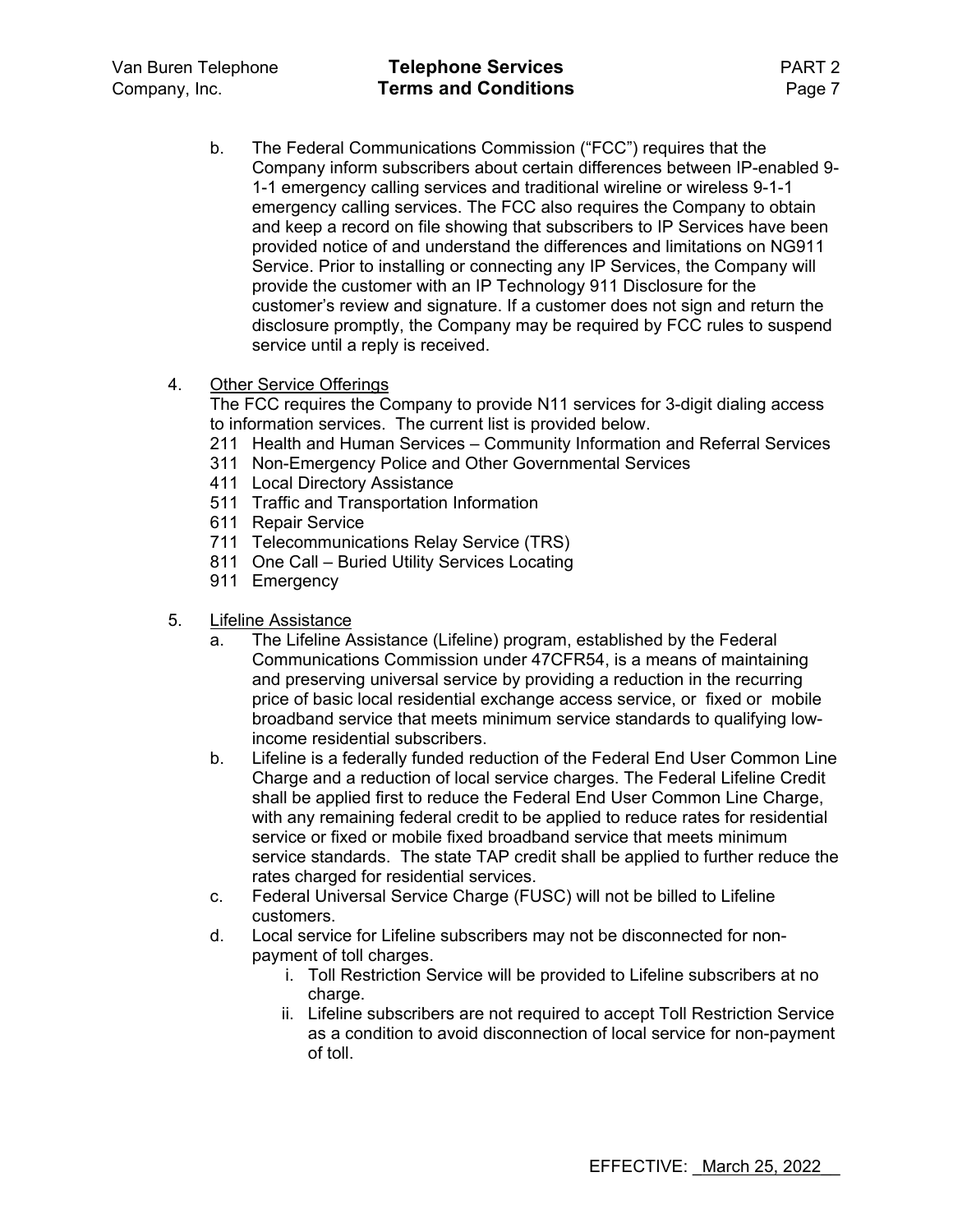b. The Federal Communications Commission ("FCC") requires that the Company inform subscribers about certain differences between IP-enabled 9-1-1 emergency calling services and traditional wireline or wireless 9-1-1 emergency calling services. The FCC also requires the Company to obtain and keep a record on file showing that subscribers to IP Services have been provided notice of and understand the differences and limitations on NG911 Service. Prior to installing or connecting any IP Services, the Company will provide the customer with an IP Technology 911 Disclosure for the customer's review and signature. If a customer does not sign and return the disclosure promptly, the Company may be required by FCC rules to suspend service until a reply is received.

4. Other Service Offerings

The FCC requires the Company to provide N11 services for 3-digit dialing access to information services. The current list is provided below.

211 Health and Human Services – Community Information and Referral Services
311 Non-Emergency Police and Other Governmental Services
411 Local Directory Assistance
511 Traffic and Transportation Information
611 Repair Service
711 Telecommunications Relay Service (TRS)
811 One Call – Buried Utility Services Locating
911 Emergency

5. Lifeline Assistance

a. The Lifeline Assistance (Lifeline) program, established by the Federal Communications Commission under 47CFR54, is a means of maintaining and preserving universal service by providing a reduction in the recurring price of basic local residential exchange access service, or fixed or mobile broadband service that meets minimum service standards to qualifying low-income residential subscribers.

b. Lifeline is a federally funded reduction of the Federal End User Common Line Charge and a reduction of local service charges. The Federal Lifeline Credit shall be applied first to reduce the Federal End User Common Line Charge, with any remaining federal credit to be applied to reduce rates for residential service or fixed or mobile fixed broadband service that meets minimum service standards. The state TAP credit shall be applied to further reduce the rates charged for residential services.

c. Federal Universal Service Charge (FUSC) will not be billed to Lifeline customers.

d. Local service for Lifeline subscribers may not be disconnected for non-payment of toll charges.

   i. Toll Restriction Service will be provided to Lifeline subscribers at no charge.

   ii. Lifeline subscribers are not required to accept Toll Restriction Service as a condition to avoid disconnection of local service for non-payment of toll.

EFFECTIVE: March 25, 2022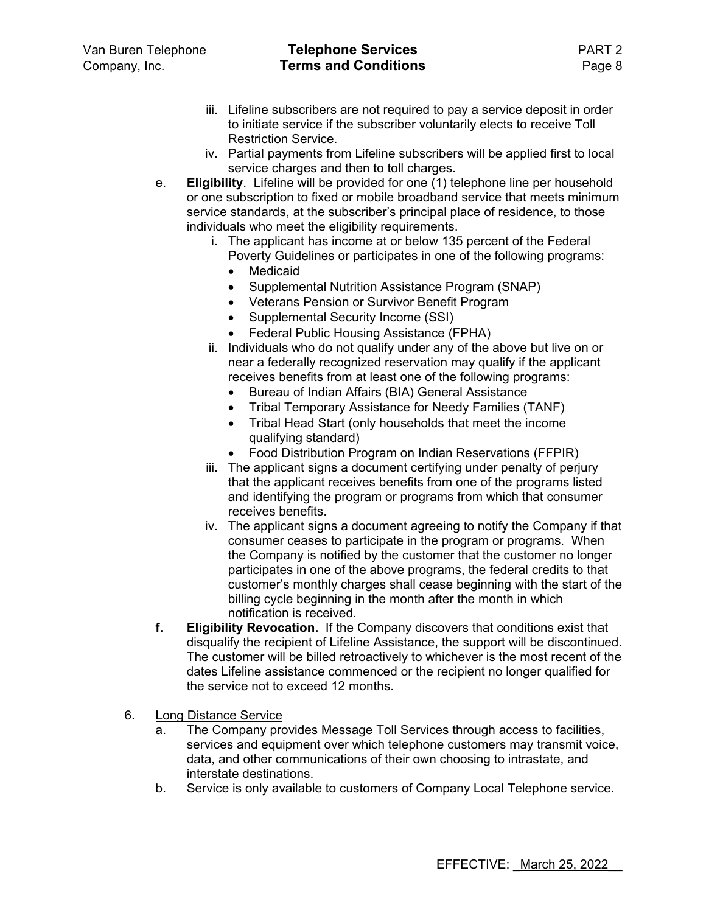iii. Lifeline subscribers are not required to pay a service deposit in order to initiate service if the subscriber voluntarily elects to receive Toll Restriction Service.

iv. Partial payments from Lifeline subscribers will be applied first to local service charges and then to toll charges.

e. **Eligibility**. Lifeline will be provided for one (1) telephone line per household or one subscription to fixed or mobile broadband service that meets minimum service standards, at the subscriber's principal place of residence, to those individuals who meet the eligibility requirements.

   i. The applicant has income at or below 135 percent of the Federal Poverty Guidelines or participates in one of the following programs:
      - Medicaid
      - Supplemental Nutrition Assistance Program (SNAP)
      - Veterans Pension or Survivor Benefit Program
      - Supplemental Security Income (SSI)
      - Federal Public Housing Assistance (FPHA)

   ii. Individuals who do not qualify under any of the above but live on or near a federally recognized reservation may qualify if the applicant receives benefits from at least one of the following programs:
      - Bureau of Indian Affairs (BIA) General Assistance
      - Tribal Temporary Assistance for Needy Families (TANF)
      - Tribal Head Start (only households that meet the income qualifying standard)
      - Food Distribution Program on Indian Reservations (FFPIR)

   iii. The applicant signs a document certifying under penalty of perjury that the applicant receives benefits from one of the programs listed and identifying the program or programs from which that consumer receives benefits.

   iv. The applicant signs a document agreeing to notify the Company if that consumer ceases to participate in the program or programs. When the Company is notified by the customer that the customer no longer participates in one of the above programs, the federal credits to that customer's monthly charges shall cease beginning with the start of the billing cycle beginning in the month after the month in which notification is received.

**f. Eligibility Revocation.** If the Company discovers that conditions exist that disqualify the recipient of Lifeline Assistance, the support will be discontinued. The customer will be billed retroactively to whichever is the most recent of the dates Lifeline assistance commenced or the recipient no longer qualified for the service not to exceed 12 months.

6. Long Distance Service

   a. The Company provides Message Toll Services through access to facilities, services and equipment over which telephone customers may transmit voice, data, and other communications of their own choosing to intrastate, and interstate destinations.

   b. Service is only available to customers of Company Local Telephone service.

EFFECTIVE: March 25, 2022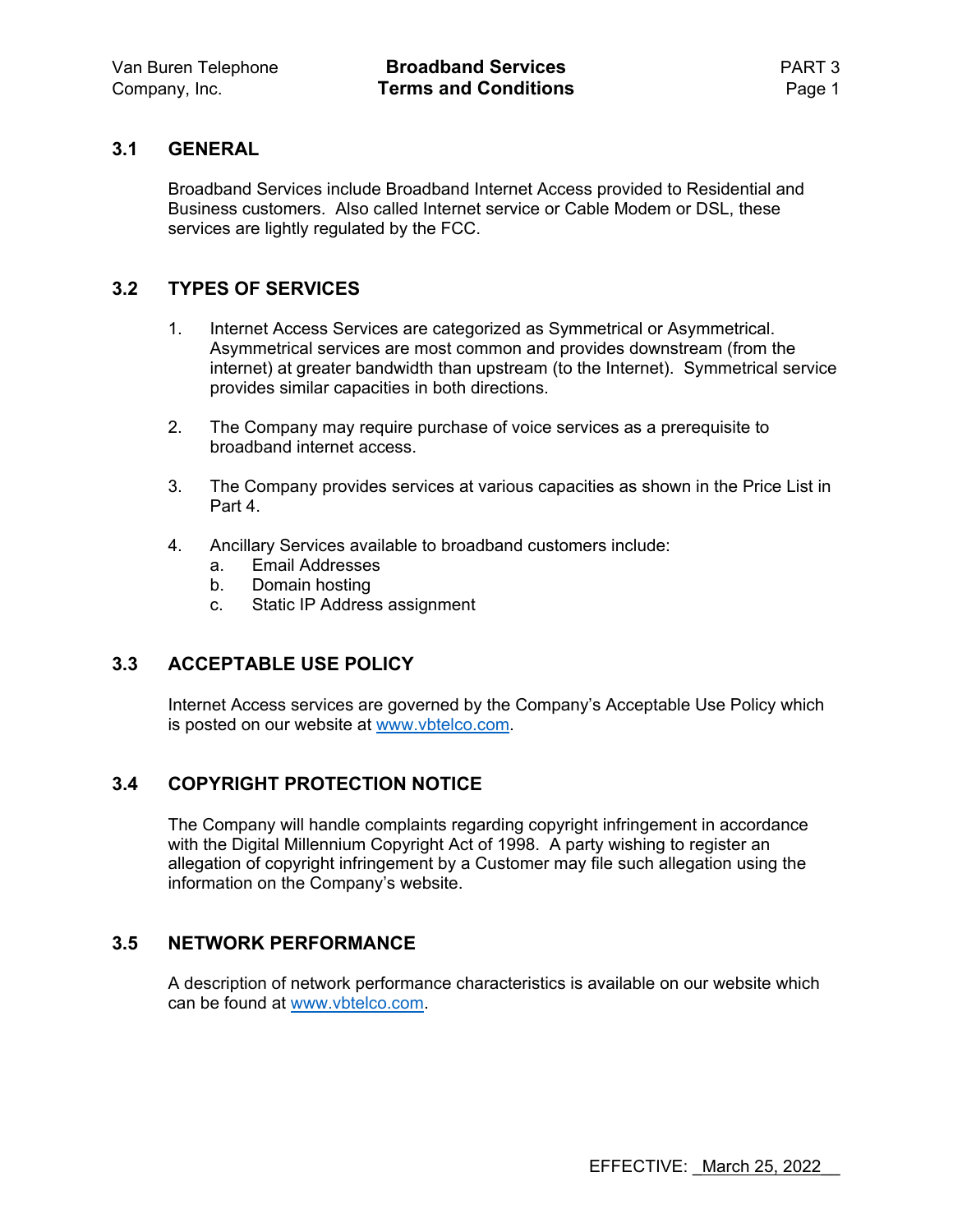## 3.1 GENERAL

Broadband Services include Broadband Internet Access provided to Residential and Business customers. Also called Internet service or Cable Modem or DSL, these services are lightly regulated by the FCC.

## 3.2 TYPES OF SERVICES

1. Internet Access Services are categorized as Symmetrical or Asymmetrical. Asymmetrical services are most common and provides downstream (from the internet) at greater bandwidth than upstream (to the Internet). Symmetrical service provides similar capacities in both directions.

2. The Company may require purchase of voice services as a prerequisite to broadband internet access.

3. The Company provides services at various capacities as shown in the Price List in Part 4.

4. Ancillary Services available to broadband customers include:
   a. Email Addresses
   b. Domain hosting
   c. Static IP Address assignment

## 3.3 ACCEPTABLE USE POLICY

Internet Access services are governed by the Company's Acceptable Use Policy which is posted on our website at www.vbtelco.com.

## 3.4 COPYRIGHT PROTECTION NOTICE

The Company will handle complaints regarding copyright infringement in accordance with the Digital Millennium Copyright Act of 1998. A party wishing to register an allegation of copyright infringement by a Customer may file such allegation using the information on the Company's website.

## 3.5 NETWORK PERFORMANCE

A description of network performance characteristics is available on our website which can be found at www.vbtelco.com.

EFFECTIVE: March 25, 2022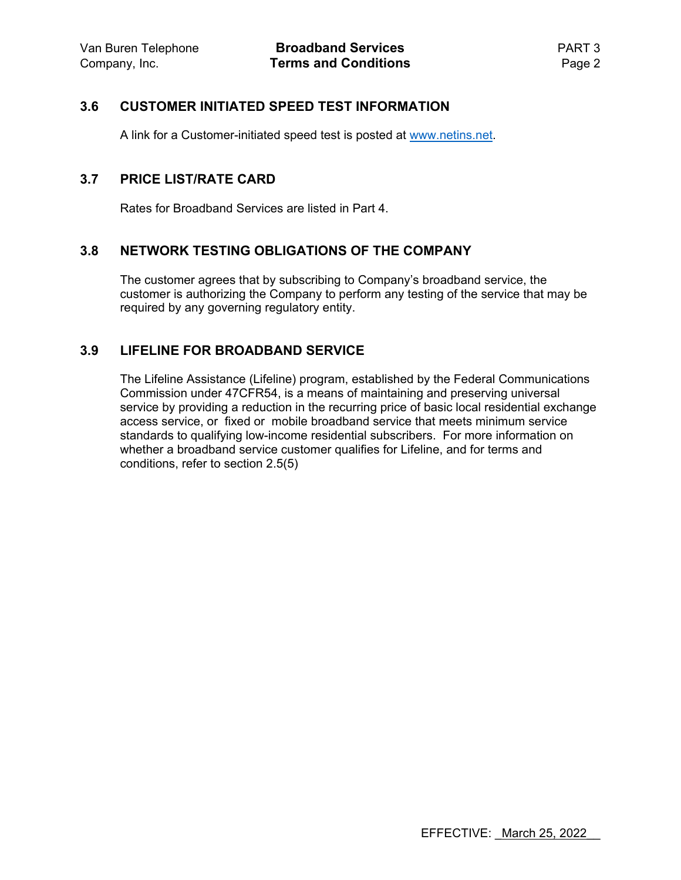## 3.6 CUSTOMER INITIATED SPEED TEST INFORMATION

A link for a Customer-initiated speed test is posted at www.netins.net.

## 3.7 PRICE LIST/RATE CARD

Rates for Broadband Services are listed in Part 4.

## 3.8 NETWORK TESTING OBLIGATIONS OF THE COMPANY

The customer agrees that by subscribing to Company's broadband service, the customer is authorizing the Company to perform any testing of the service that may be required by any governing regulatory entity.

## 3.9 LIFELINE FOR BROADBAND SERVICE

The Lifeline Assistance (Lifeline) program, established by the Federal Communications Commission under 47CFR54, is a means of maintaining and preserving universal service by providing a reduction in the recurring price of basic local residential exchange access service, or fixed or mobile broadband service that meets minimum service standards to qualifying low-income residential subscribers. For more information on whether a broadband service customer qualifies for Lifeline, and for terms and conditions, refer to section 2.5(5)

EFFECTIVE: March 25, 2022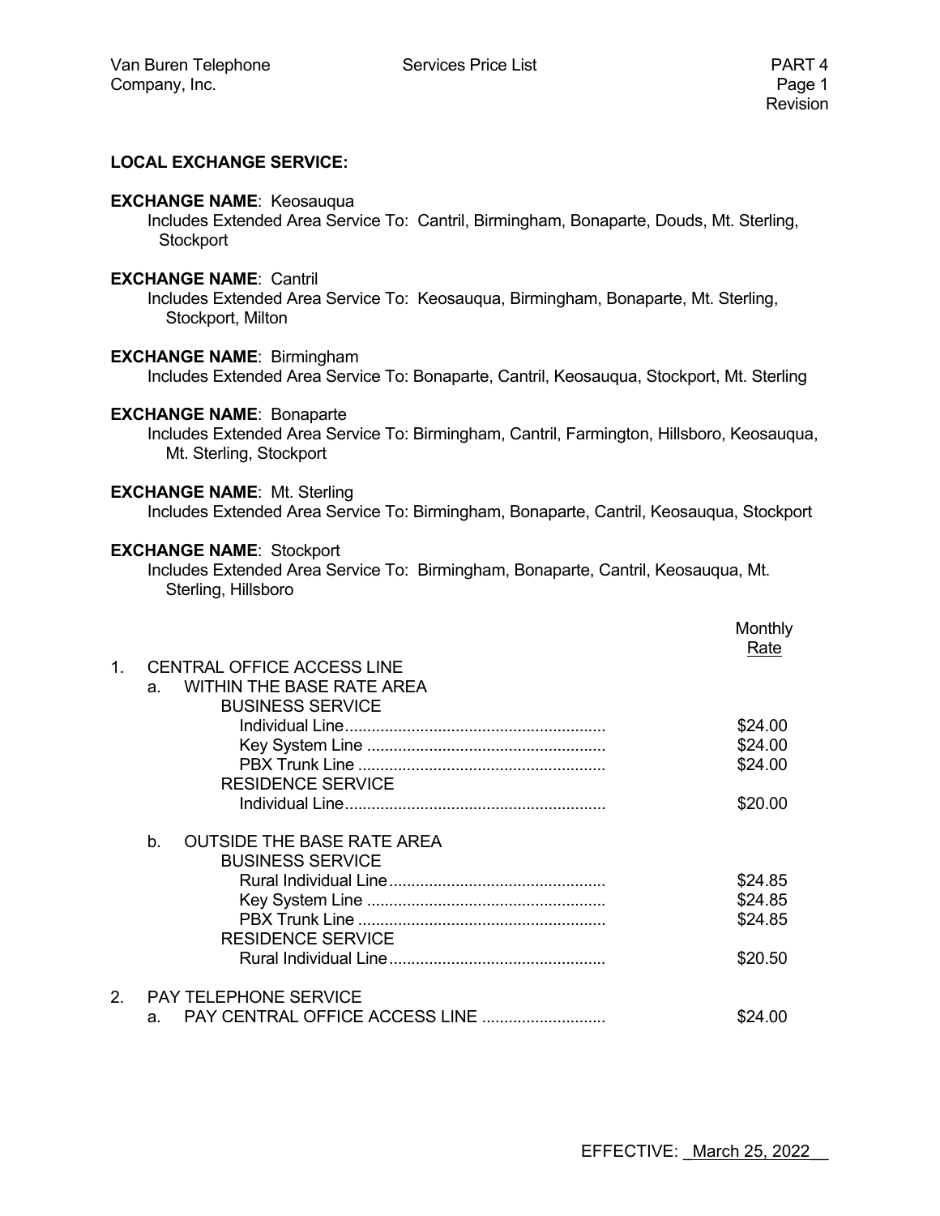**LOCAL EXCHANGE SERVICE:**

**EXCHANGE NAME**: Keosauqua
Includes Extended Area Service To: Cantril, Birmingham, Bonaparte, Douds, Mt. Sterling, Stockport

**EXCHANGE NAME**: Cantril
Includes Extended Area Service To: Keosauqua, Birmingham, Bonaparte, Mt. Sterling, Stockport, Milton

**EXCHANGE NAME**: Birmingham
Includes Extended Area Service To: Bonaparte, Cantril, Keosauqua, Stockport, Mt. Sterling

**EXCHANGE NAME**: Bonaparte
Includes Extended Area Service To: Birmingham, Cantril, Farmington, Hillsboro, Keosauqua, Mt. Sterling, Stockport

**EXCHANGE NAME**: Mt. Sterling
Includes Extended Area Service To: Birmingham, Bonaparte, Cantril, Keosauqua, Stockport

**EXCHANGE NAME**: Stockport
Includes Extended Area Service To: Birmingham, Bonaparte, Cantril, Keosauqua, Mt. Sterling, Hillsboro

| | Monthly Rate |
|---|---|
| 1. CENTRAL OFFICE ACCESS LINE | |
| a. WITHIN THE BASE RATE AREA | |
| BUSINESS SERVICE | |
| Individual Line | $24.00 |
| Key System Line | $24.00 |
| PBX Trunk Line | $24.00 |
| RESIDENCE SERVICE | |
| Individual Line | $20.00 |
| b. OUTSIDE THE BASE RATE AREA | |
| BUSINESS SERVICE | |
| Rural Individual Line | $24.85 |
| Key System Line | $24.85 |
| PBX Trunk Line | $24.85 |
| RESIDENCE SERVICE | |
| Rural Individual Line | $20.50 |
| 2. PAY TELEPHONE SERVICE | |
| a. PAY CENTRAL OFFICE ACCESS LINE | $24.00 |

EFFECTIVE: March 25, 2022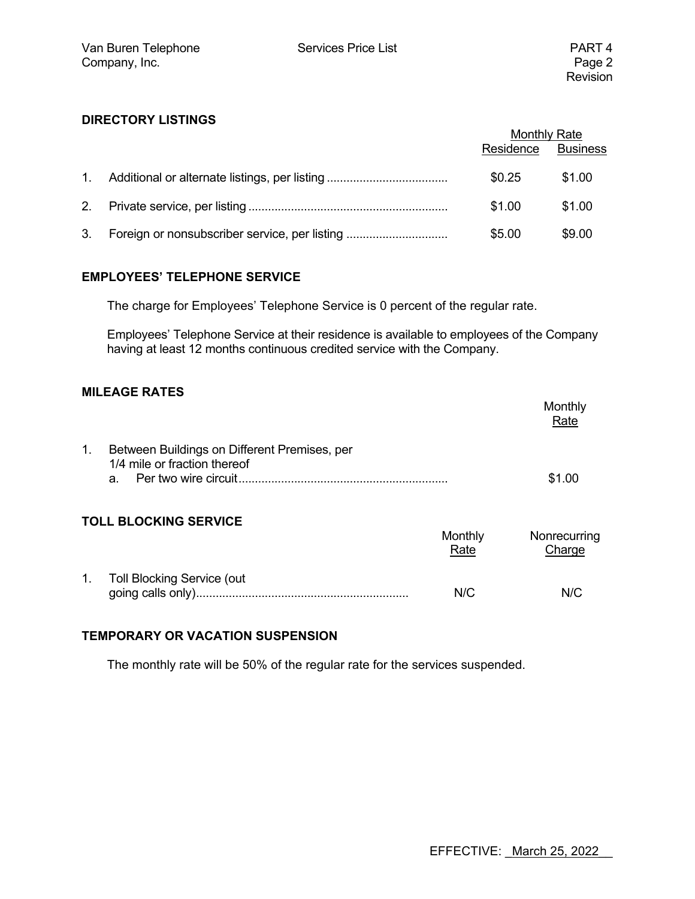## DIRECTORY LISTINGS

| | | Monthly Rate | |
|---|---|---|---|
| | | Residence | Business |
| 1. | Additional or alternate listings, per listing | $0.25 | $1.00 |
| 2. | Private service, per listing | $1.00 | $1.00 |
| 3. | Foreign or nonsubscriber service, per listing | $5.00 | $9.00 |

## EMPLOYEES' TELEPHONE SERVICE

The charge for Employees' Telephone Service is 0 percent of the regular rate.

Employees' Telephone Service at their residence is available to employees of the Company having at least 12 months continuous credited service with the Company.

## MILEAGE RATES

| | | Monthly Rate |
|---|---|---|
| 1. | Between Buildings on Different Premises, per 1/4 mile or fraction thereof | |
| | a. Per two wire circuit | $1.00 |

## TOLL BLOCKING SERVICE

| | | Monthly Rate | Nonrecurring Charge |
|---|---|---|---|
| 1. | Toll Blocking Service (out going calls only) | N/C | N/C |

## TEMPORARY OR VACATION SUSPENSION

The monthly rate will be 50% of the regular rate for the services suspended.

EFFECTIVE: March 25, 2022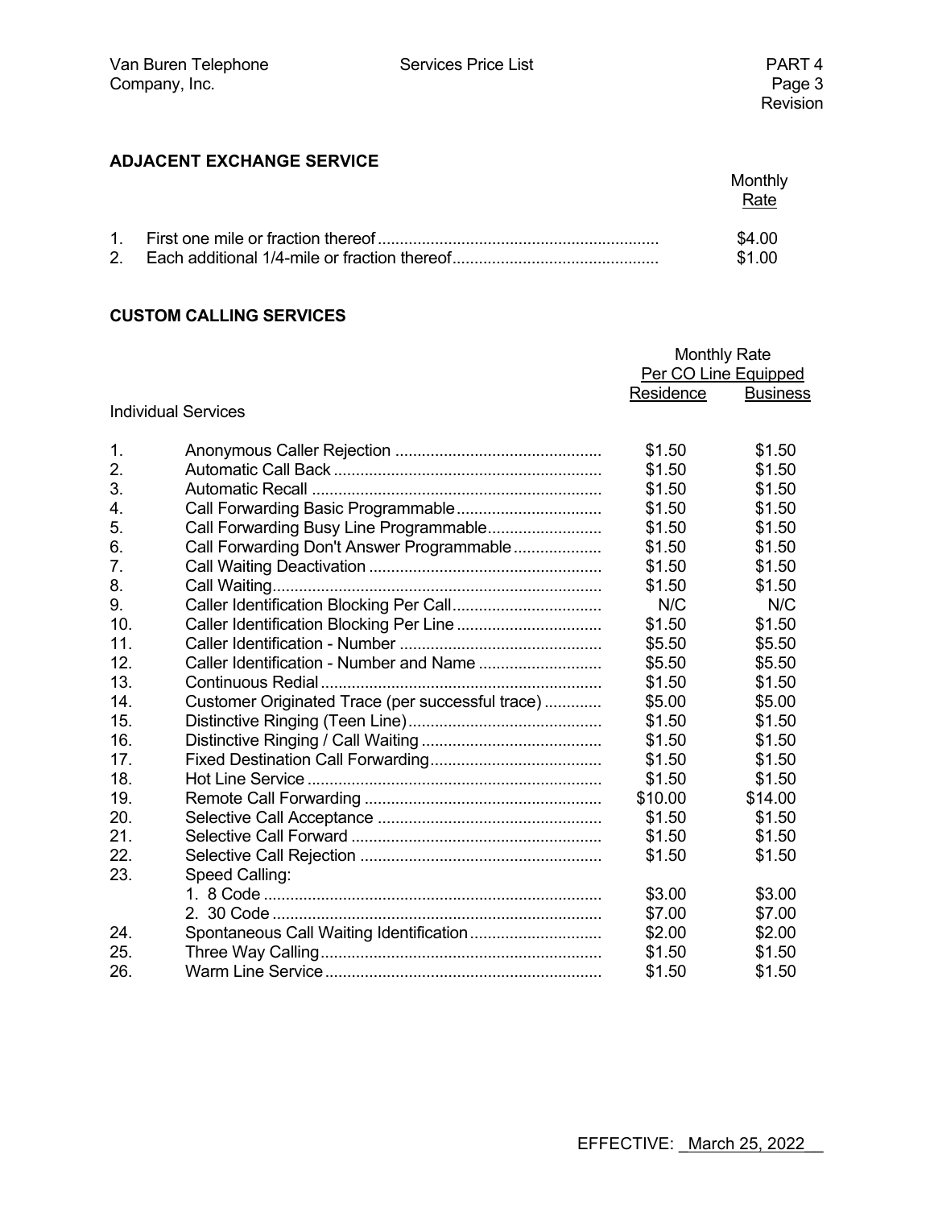## ADJACENT EXCHANGE SERVICE

| | | Monthly Rate |
|---|---|---|
| 1. | First one mile or fraction thereof | $4.00 |
| 2. | Each additional 1/4-mile or fraction thereof | $1.00 |

## CUSTOM CALLING SERVICES

| | | Monthly Rate Per CO Line Equipped | |
|---|---|---|---|
| | | Residence | Business |
| **Individual Services** | | | |
| 1. | Anonymous Caller Rejection | $1.50 | $1.50 |
| 2. | Automatic Call Back | $1.50 | $1.50 |
| 3. | Automatic Recall | $1.50 | $1.50 |
| 4. | Call Forwarding Basic Programmable | $1.50 | $1.50 |
| 5. | Call Forwarding Busy Line Programmable | $1.50 | $1.50 |
| 6. | Call Forwarding Don't Answer Programmable | $1.50 | $1.50 |
| 7. | Call Waiting Deactivation | $1.50 | $1.50 |
| 8. | Call Waiting | $1.50 | $1.50 |
| 9. | Caller Identification Blocking Per Call | N/C | N/C |
| 10. | Caller Identification Blocking Per Line | $1.50 | $1.50 |
| 11. | Caller Identification - Number | $5.50 | $5.50 |
| 12. | Caller Identification - Number and Name | $5.50 | $5.50 |
| 13. | Continuous Redial | $1.50 | $1.50 |
| 14. | Customer Originated Trace (per successful trace) | $5.00 | $5.00 |
| 15. | Distinctive Ringing (Teen Line) | $1.50 | $1.50 |
| 16. | Distinctive Ringing / Call Waiting | $1.50 | $1.50 |
| 17. | Fixed Destination Call Forwarding | $1.50 | $1.50 |
| 18. | Hot Line Service | $1.50 | $1.50 |
| 19. | Remote Call Forwarding | $10.00 | $14.00 |
| 20. | Selective Call Acceptance | $1.50 | $1.50 |
| 21. | Selective Call Forward | $1.50 | $1.50 |
| 22. | Selective Call Rejection | $1.50 | $1.50 |
| 23. | Speed Calling: | | |
| | 1. 8 Code | $3.00 | $3.00 |
| | 2. 30 Code | $7.00 | $7.00 |
| 24. | Spontaneous Call Waiting Identification | $2.00 | $2.00 |
| 25. | Three Way Calling | $1.50 | $1.50 |
| 26. | Warm Line Service | $1.50 | $1.50 |

EFFECTIVE: March 25, 2022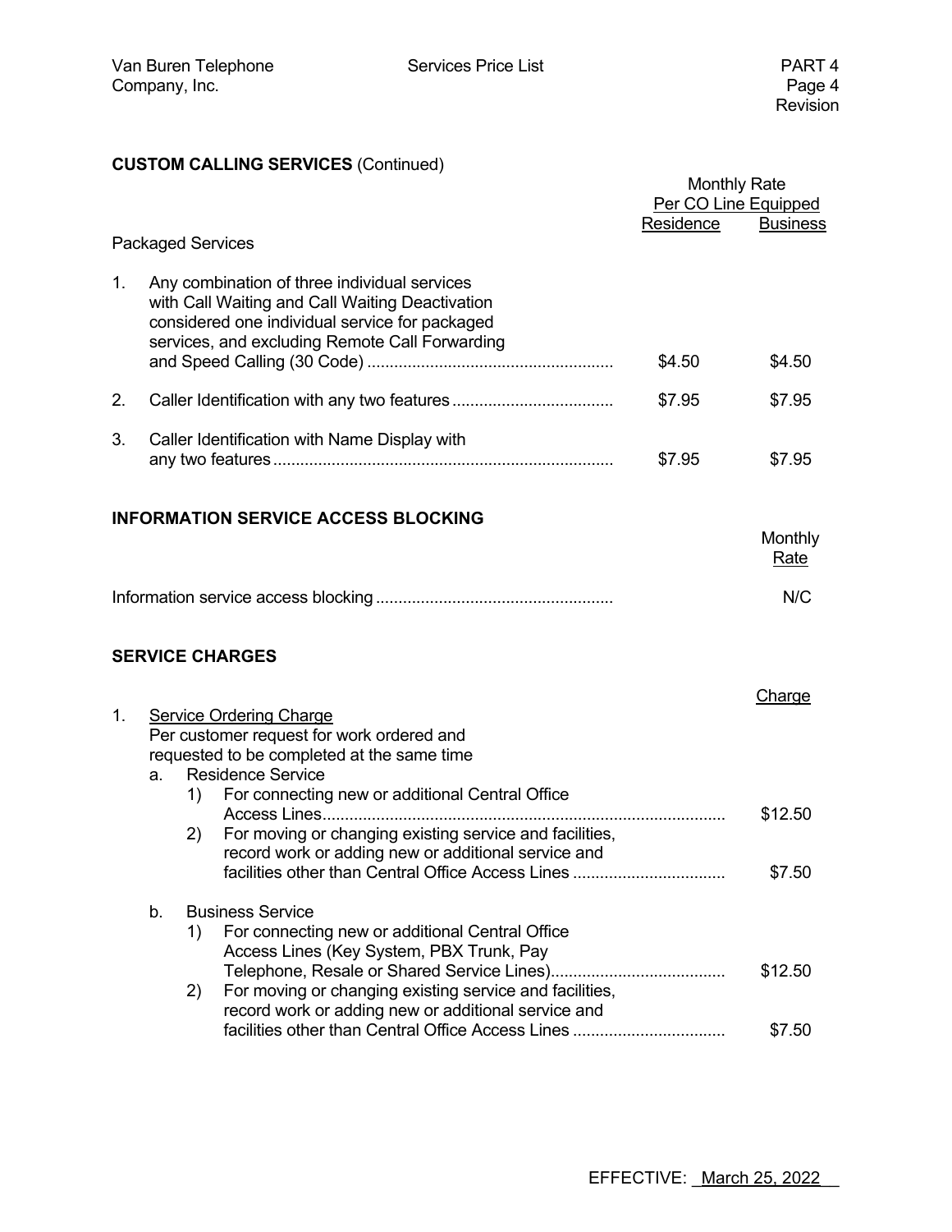## CUSTOM CALLING SERVICES (Continued)

| Packaged Services | Monthly Rate Per CO Line Equipped | |
|---|---|---|
| | Residence | Business |
| 1. Any combination of three individual services with Call Waiting and Call Waiting Deactivation considered one individual service for packaged services, and excluding Remote Call Forwarding and Speed Calling (30 Code) | $4.50 | $4.50 |
| 2. Caller Identification with any two features | $7.95 | $7.95 |
| 3. Caller Identification with Name Display with any two features | $7.95 | $7.95 |

## INFORMATION SERVICE ACCESS BLOCKING

| | Monthly Rate |
|---|---|
| Information service access blocking | N/C |

## SERVICE CHARGES

| | Charge |
|---|---|
| 1. Service Ordering Charge<br>Per customer request for work ordered and requested to be completed at the same time | |
| a. Residence Service | |
| 1) For connecting new or additional Central Office Access Lines | $12.50 |
| 2) For moving or changing existing service and facilities, record work or adding new or additional service and facilities other than Central Office Access Lines | $7.50 |
| b. Business Service | |
| 1) For connecting new or additional Central Office Access Lines (Key System, PBX Trunk, Pay Telephone, Resale or Shared Service Lines) | $12.50 |
| 2) For moving or changing existing service and facilities, record work or adding new or additional service and facilities other than Central Office Access Lines | $7.50 |

EFFECTIVE: March 25, 2022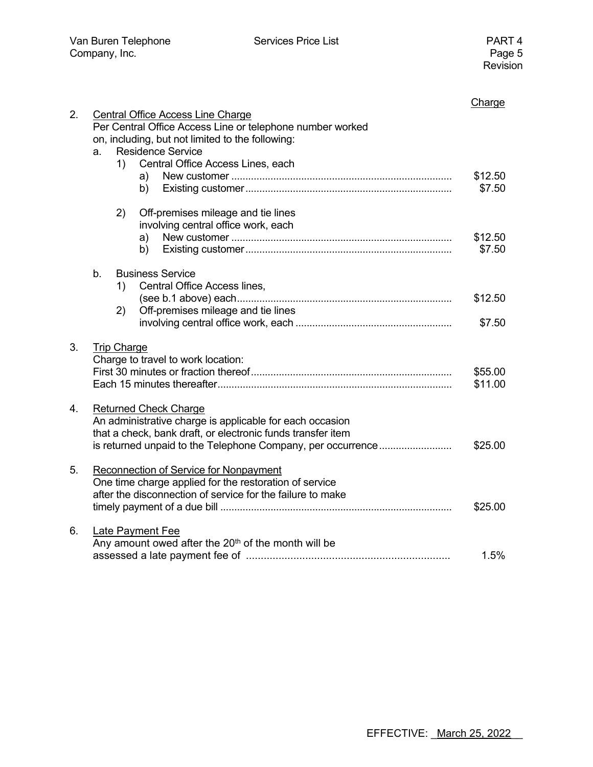| | Charge |
|---|---|
| 2. <u>Central Office Access Line Charge</u> | |
| Per Central Office Access Line or telephone number worked on, including, but not limited to the following: | |
| a. Residence Service | |
| 1) Central Office Access Lines, each | |
| a) New customer | $12.50 |
| b) Existing customer | $7.50 |
| 2) Off-premises mileage and tie lines involving central office work, each | |
| a) New customer | $12.50 |
| b) Existing customer | $7.50 |
| b. Business Service | |
| 1) Central Office Access lines, (see b.1 above) each | $12.50 |
| 2) Off-premises mileage and tie lines involving central office work, each | $7.50 |
| 3. <u>Trip Charge</u> | |
| Charge to travel to work location: | |
| First 30 minutes or fraction thereof | $55.00 |
| Each 15 minutes thereafter | $11.00 |
| 4. <u>Returned Check Charge</u> | |
| An administrative charge is applicable for each occasion that a check, bank draft, or electronic funds transfer item is returned unpaid to the Telephone Company, per occurrence | $25.00 |
| 5. <u>Reconnection of Service for Nonpayment</u> | |
| One time charge applied for the restoration of service after the disconnection of service for the failure to make timely payment of a due bill | $25.00 |
| 6. <u>Late Payment Fee</u> | |
| Any amount owed after the 20th of the month will be assessed a late payment fee of | 1.5% |

EFFECTIVE: March 25, 2022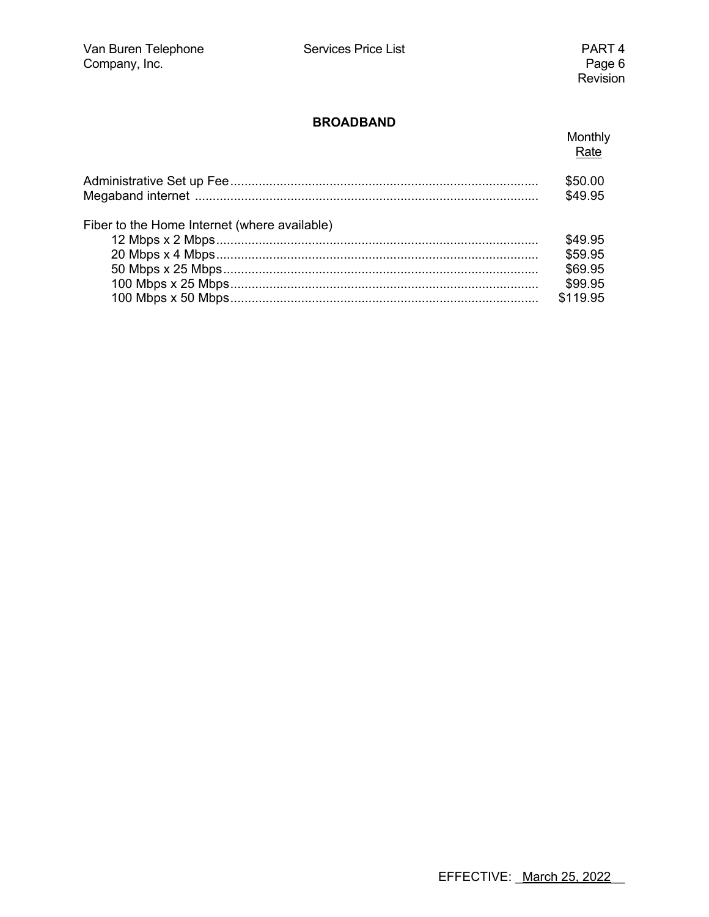## BROADBAND

| | Monthly Rate |
|---|---|
| Administrative Set up Fee | $50.00 |
| Megaband internet | $49.95 |
| Fiber to the Home Internet (where available) | |
| 12 Mbps x 2 Mbps | $49.95 |
| 20 Mbps x 4 Mbps | $59.95 |
| 50 Mbps x 25 Mbps | $69.95 |
| 100 Mbps x 25 Mbps | $99.95 |
| 100 Mbps x 50 Mbps | $119.95 |

EFFECTIVE: March 25, 2022